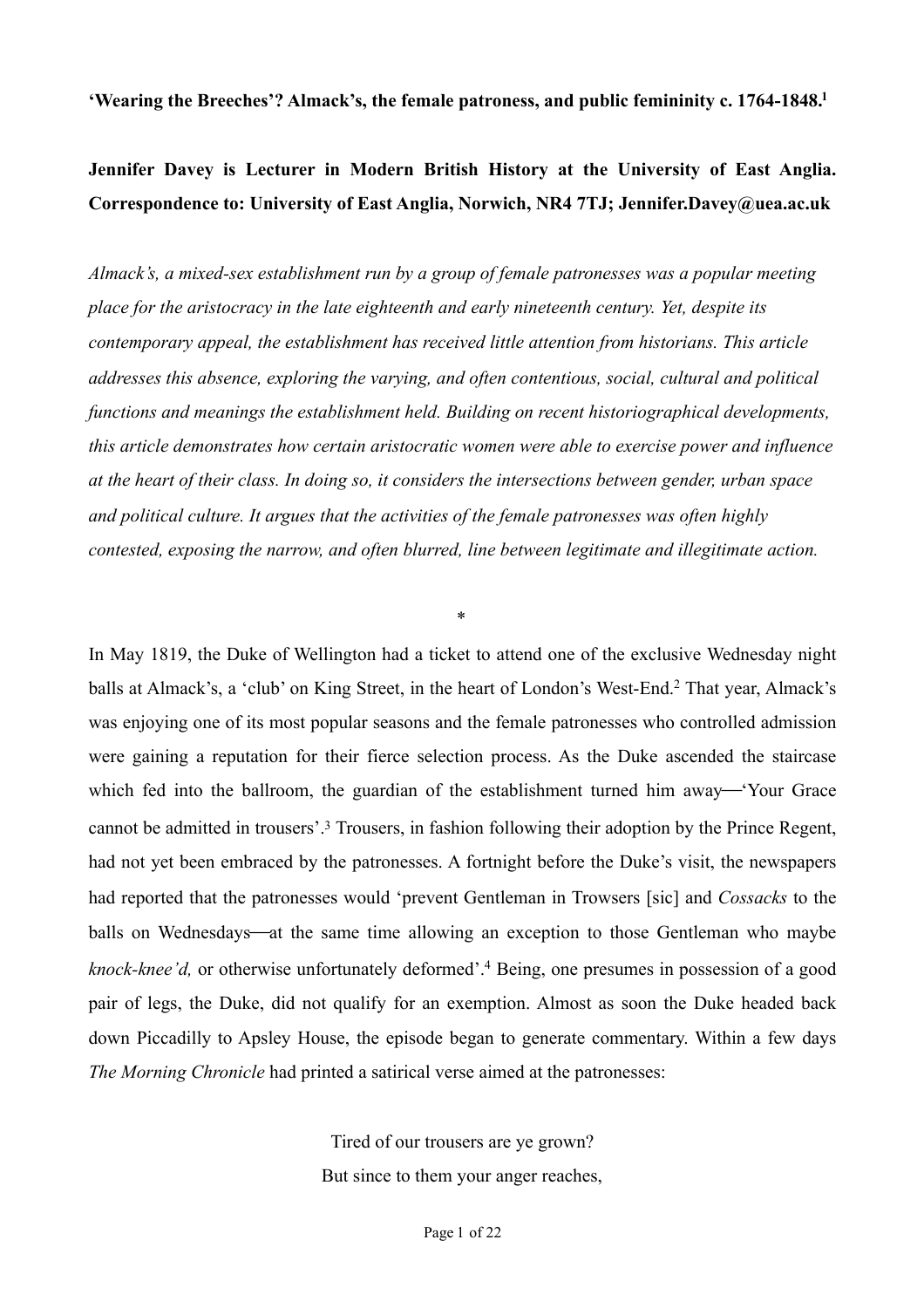**'Wearing the Breeches'? Almack's, the female patroness, and public femininity c. 1764-1848.**[1]

**Jennifer Davey is Lecturer in Modern British History at the University of East Anglia. Correspondence to: University of East Anglia, Norwich, NR4 7TJ; Jennifer.Davey@uea.ac.uk**

*Almack's, a mixed-sex establishment run by a group of female patronesses was a popular meeting place for the aristocracy in the late eighteenth and early nineteenth century. Yet, despite its contemporary appeal, the establishment has received little attention from historians. This article addresses this absence, exploring the varying, and often contentious, social, cultural and political functions and meanings the establishment held. Building on recent historiographical developments, this article demonstrates how certain aristocratic women were able to exercise power and influence at the heart of their class. In doing so, it considers the intersections between gender, urban space and political culture. It argues that the activities of the female patronesses was often highly contested, exposing the narrow, and often blurred, line between legitimate and illegitimate action.*

*

In May 1819, the Duke of Wellington had a ticket to attend one of the exclusive Wednesday night balls at Almack's, a 'club' on King Street, in the heart of London's West-End.[2] That year, Almack's was enjoying one of its most popular seasons and the female patronesses who controlled admission were gaining a reputation for their fierce selection process. As the Duke ascended the staircase which fed into the ballroom, the guardian of the establishment turned him away—'Your Grace cannot be admitted in trousers'.[3] Trousers, in fashion following their adoption by the Prince Regent, had not yet been embraced by the patronesses. A fortnight before the Duke's visit, the newspapers had reported that the patronesses would 'prevent Gentleman in Trowsers [sic] and *Cossacks* to the balls on Wednesdays—at the same time allowing an exception to those Gentleman who maybe *knock-knee'd,* or otherwise unfortunately deformed'.[4] Being, one presumes in possession of a good pair of legs, the Duke, did not qualify for an exemption. Almost as soon the Duke headed back down Piccadilly to Apsley House, the episode began to generate commentary. Within a few days *The Morning Chronicle* had printed a satirical verse aimed at the patronesses:

> Tired of our trousers are ye grown?
> But since to them your anger reaches,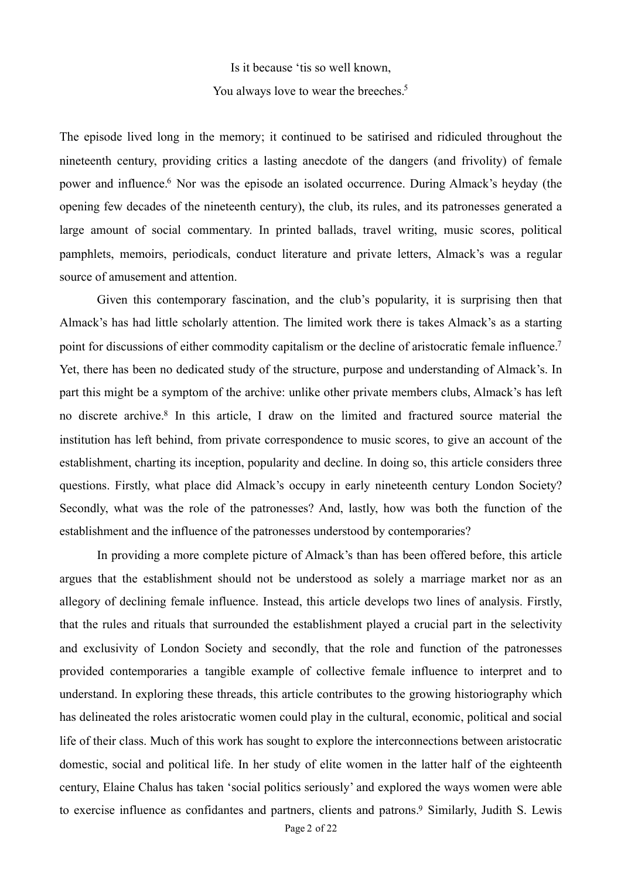Is it because 'tis so well known,

You always love to wear the breeches.[5]

The episode lived long in the memory; it continued to be satirised and ridiculed throughout the nineteenth century, providing critics a lasting anecdote of the dangers (and frivolity) of female power and influence.[6] Nor was the episode an isolated occurrence. During Almack's heyday (the opening few decades of the nineteenth century), the club, its rules, and its patronesses generated a large amount of social commentary. In printed ballads, travel writing, music scores, political pamphlets, memoirs, periodicals, conduct literature and private letters, Almack's was a regular source of amusement and attention.

Given this contemporary fascination, and the club's popularity, it is surprising then that Almack's has had little scholarly attention. The limited work there is takes Almack's as a starting point for discussions of either commodity capitalism or the decline of aristocratic female influence.[7] Yet, there has been no dedicated study of the structure, purpose and understanding of Almack's. In part this might be a symptom of the archive: unlike other private members clubs, Almack's has left no discrete archive.[8] In this article, I draw on the limited and fractured source material the institution has left behind, from private correspondence to music scores, to give an account of the establishment, charting its inception, popularity and decline. In doing so, this article considers three questions. Firstly, what place did Almack's occupy in early nineteenth century London Society? Secondly, what was the role of the patronesses? And, lastly, how was both the function of the establishment and the influence of the patronesses understood by contemporaries?

In providing a more complete picture of Almack's than has been offered before, this article argues that the establishment should not be understood as solely a marriage market nor as an allegory of declining female influence. Instead, this article develops two lines of analysis. Firstly, that the rules and rituals that surrounded the establishment played a crucial part in the selectivity and exclusivity of London Society and secondly, that the role and function of the patronesses provided contemporaries a tangible example of collective female influence to interpret and to understand. In exploring these threads, this article contributes to the growing historiography which has delineated the roles aristocratic women could play in the cultural, economic, political and social life of their class. Much of this work has sought to explore the interconnections between aristocratic domestic, social and political life. In her study of elite women in the latter half of the eighteenth century, Elaine Chalus has taken 'social politics seriously' and explored the ways women were able to exercise influence as confidantes and partners, clients and patrons.[9] Similarly, Judith S. Lewis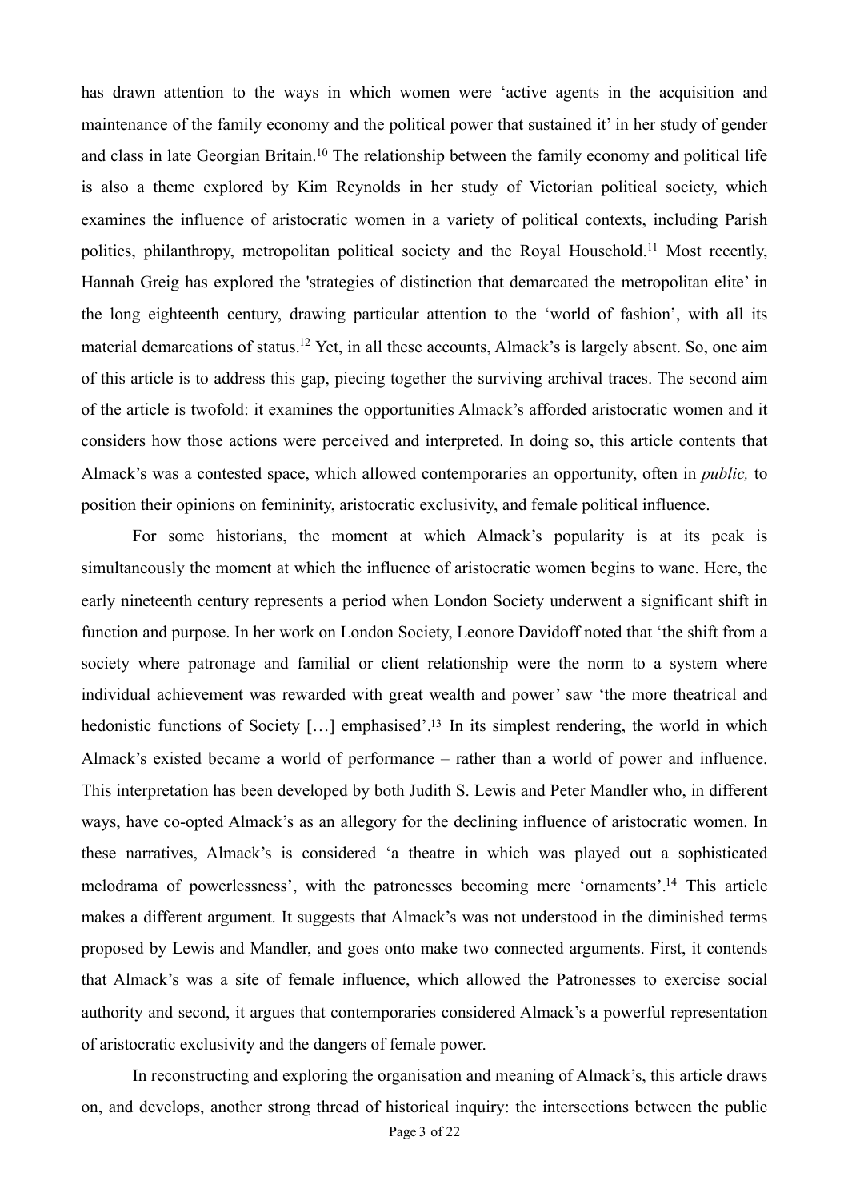has drawn attention to the ways in which women were 'active agents in the acquisition and maintenance of the family economy and the political power that sustained it' in her study of gender and class in late Georgian Britain.[10] The relationship between the family economy and political life is also a theme explored by Kim Reynolds in her study of Victorian political society, which examines the influence of aristocratic women in a variety of political contexts, including Parish politics, philanthropy, metropolitan political society and the Royal Household.[11] Most recently, Hannah Greig has explored the 'strategies of distinction that demarcated the metropolitan elite' in the long eighteenth century, drawing particular attention to the 'world of fashion', with all its material demarcations of status.[12] Yet, in all these accounts, Almack's is largely absent. So, one aim of this article is to address this gap, piecing together the surviving archival traces. The second aim of the article is twofold: it examines the opportunities Almack's afforded aristocratic women and it considers how those actions were perceived and interpreted. In doing so, this article contents that Almack's was a contested space, which allowed contemporaries an opportunity, often in *public,* to position their opinions on femininity, aristocratic exclusivity, and female political influence.

For some historians, the moment at which Almack's popularity is at its peak is simultaneously the moment at which the influence of aristocratic women begins to wane. Here, the early nineteenth century represents a period when London Society underwent a significant shift in function and purpose. In her work on London Society, Leonore Davidoff noted that 'the shift from a society where patronage and familial or client relationship were the norm to a system where individual achievement was rewarded with great wealth and power' saw 'the more theatrical and hedonistic functions of Society […] emphasised'.[13] In its simplest rendering, the world in which Almack's existed became a world of performance – rather than a world of power and influence. This interpretation has been developed by both Judith S. Lewis and Peter Mandler who, in different ways, have co-opted Almack's as an allegory for the declining influence of aristocratic women. In these narratives, Almack's is considered 'a theatre in which was played out a sophisticated melodrama of powerlessness', with the patronesses becoming mere 'ornaments'.[14] This article makes a different argument. It suggests that Almack's was not understood in the diminished terms proposed by Lewis and Mandler, and goes onto make two connected arguments. First, it contends that Almack's was a site of female influence, which allowed the Patronesses to exercise social authority and second, it argues that contemporaries considered Almack's a powerful representation of aristocratic exclusivity and the dangers of female power.

In reconstructing and exploring the organisation and meaning of Almack's, this article draws on, and develops, another strong thread of historical inquiry: the intersections between the public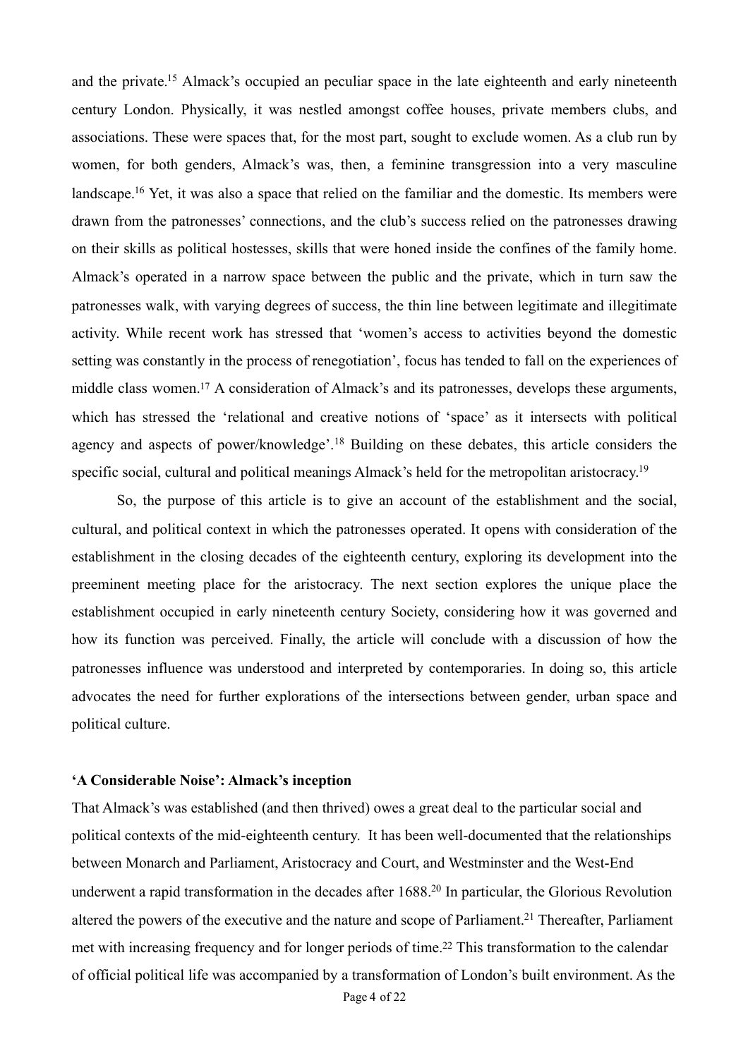and the private.[15] Almack's occupied an peculiar space in the late eighteenth and early nineteenth century London. Physically, it was nestled amongst coffee houses, private members clubs, and associations. These were spaces that, for the most part, sought to exclude women. As a club run by women, for both genders, Almack's was, then, a feminine transgression into a very masculine landscape.[16] Yet, it was also a space that relied on the familiar and the domestic. Its members were drawn from the patronesses' connections, and the club's success relied on the patronesses drawing on their skills as political hostesses, skills that were honed inside the confines of the family home. Almack's operated in a narrow space between the public and the private, which in turn saw the patronesses walk, with varying degrees of success, the thin line between legitimate and illegitimate activity. While recent work has stressed that 'women's access to activities beyond the domestic setting was constantly in the process of renegotiation', focus has tended to fall on the experiences of middle class women.[17] A consideration of Almack's and its patronesses, develops these arguments, which has stressed the 'relational and creative notions of 'space' as it intersects with political agency and aspects of power/knowledge'.[18] Building on these debates, this article considers the specific social, cultural and political meanings Almack's held for the metropolitan aristocracy.[19]

So, the purpose of this article is to give an account of the establishment and the social, cultural, and political context in which the patronesses operated. It opens with consideration of the establishment in the closing decades of the eighteenth century, exploring its development into the preeminent meeting place for the aristocracy. The next section explores the unique place the establishment occupied in early nineteenth century Society, considering how it was governed and how its function was perceived. Finally, the article will conclude with a discussion of how the patronesses influence was understood and interpreted by contemporaries. In doing so, this article advocates the need for further explorations of the intersections between gender, urban space and political culture.

## 'A Considerable Noise': Almack's inception

That Almack's was established (and then thrived) owes a great deal to the particular social and political contexts of the mid-eighteenth century. It has been well-documented that the relationships between Monarch and Parliament, Aristocracy and Court, and Westminster and the West-End underwent a rapid transformation in the decades after 1688.[20] In particular, the Glorious Revolution altered the powers of the executive and the nature and scope of Parliament.[21] Thereafter, Parliament met with increasing frequency and for longer periods of time.[22] This transformation to the calendar of official political life was accompanied by a transformation of London's built environment. As the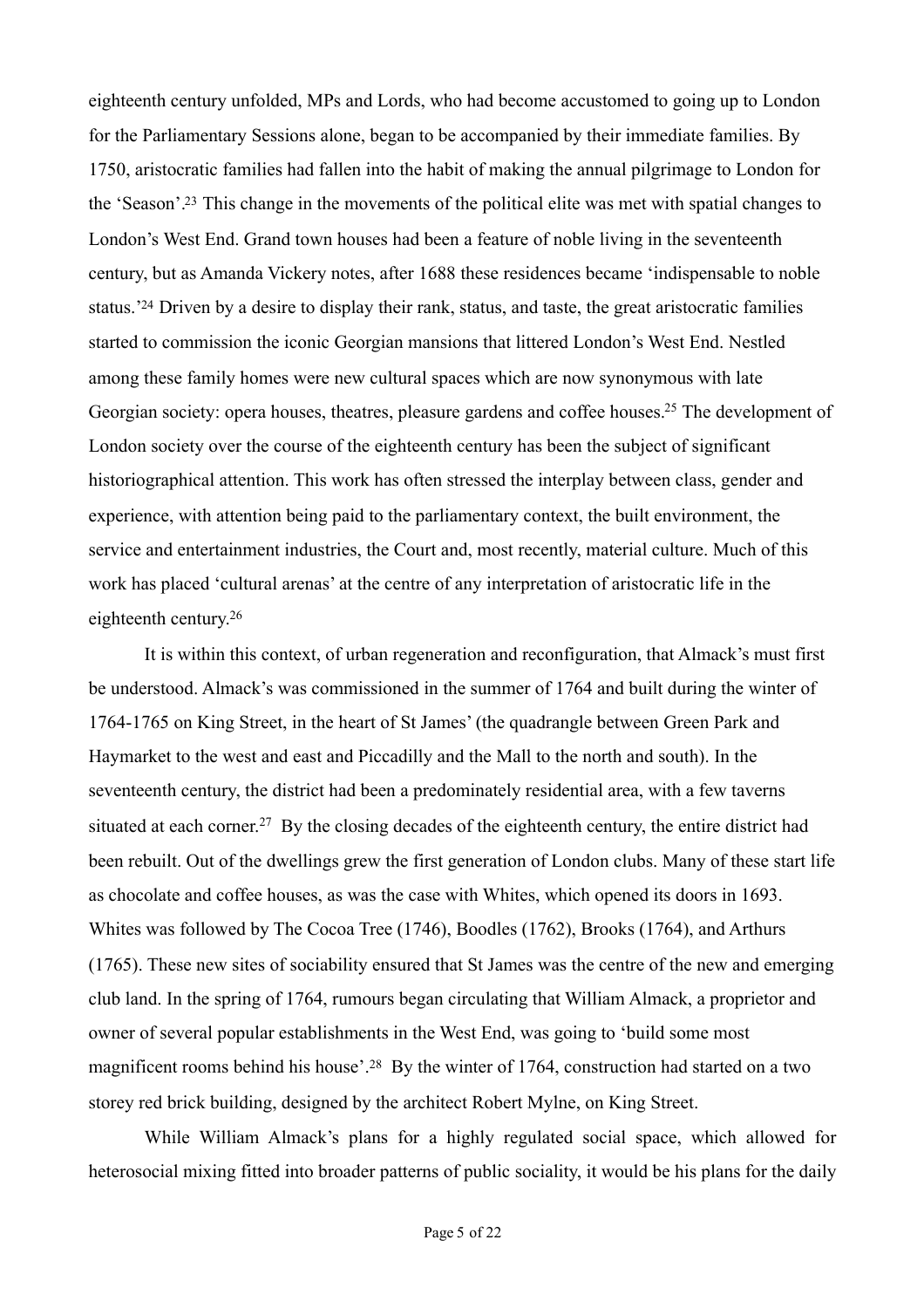eighteenth century unfolded, MPs and Lords, who had become accustomed to going up to London for the Parliamentary Sessions alone, began to be accompanied by their immediate families. By 1750, aristocratic families had fallen into the habit of making the annual pilgrimage to London for the 'Season'.[23] This change in the movements of the political elite was met with spatial changes to London's West End. Grand town houses had been a feature of noble living in the seventeenth century, but as Amanda Vickery notes, after 1688 these residences became 'indispensable to noble status.'[24] Driven by a desire to display their rank, status, and taste, the great aristocratic families started to commission the iconic Georgian mansions that littered London's West End. Nestled among these family homes were new cultural spaces which are now synonymous with late Georgian society: opera houses, theatres, pleasure gardens and coffee houses.[25] The development of London society over the course of the eighteenth century has been the subject of significant historiographical attention. This work has often stressed the interplay between class, gender and experience, with attention being paid to the parliamentary context, the built environment, the service and entertainment industries, the Court and, most recently, material culture. Much of this work has placed 'cultural arenas' at the centre of any interpretation of aristocratic life in the eighteenth century.[26]

It is within this context, of urban regeneration and reconfiguration, that Almack's must first be understood. Almack's was commissioned in the summer of 1764 and built during the winter of 1764-1765 on King Street, in the heart of St James' (the quadrangle between Green Park and Haymarket to the west and east and Piccadilly and the Mall to the north and south). In the seventeenth century, the district had been a predominately residential area, with a few taverns situated at each corner.[27] By the closing decades of the eighteenth century, the entire district had been rebuilt. Out of the dwellings grew the first generation of London clubs. Many of these start life as chocolate and coffee houses, as was the case with Whites, which opened its doors in 1693. Whites was followed by The Cocoa Tree (1746), Boodles (1762), Brooks (1764), and Arthurs (1765). These new sites of sociability ensured that St James was the centre of the new and emerging club land. In the spring of 1764, rumours began circulating that William Almack, a proprietor and owner of several popular establishments in the West End, was going to 'build some most magnificent rooms behind his house'.[28] By the winter of 1764, construction had started on a two storey red brick building, designed by the architect Robert Mylne, on King Street.

While William Almack's plans for a highly regulated social space, which allowed for heterosocial mixing fitted into broader patterns of public sociality, it would be his plans for the daily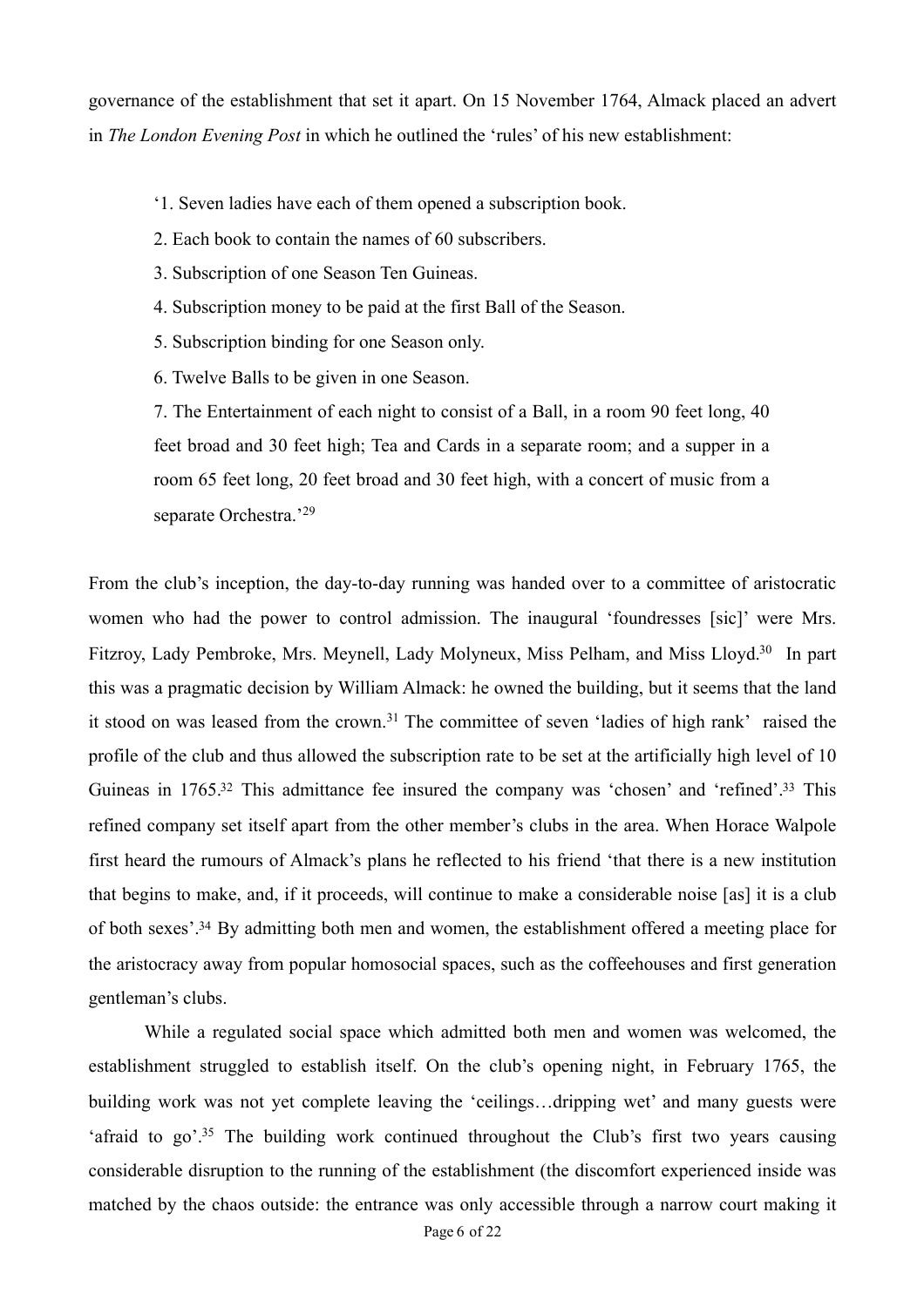governance of the establishment that set it apart. On 15 November 1764, Almack placed an advert in *The London Evening Post* in which he outlined the 'rules' of his new establishment:

> '1. Seven ladies have each of them opened a subscription book.
>
> 2. Each book to contain the names of 60 subscribers.
>
> 3. Subscription of one Season Ten Guineas.
>
> 4. Subscription money to be paid at the first Ball of the Season.
>
> 5. Subscription binding for one Season only.
>
> 6. Twelve Balls to be given in one Season.
>
> 7. The Entertainment of each night to consist of a Ball, in a room 90 feet long, 40 feet broad and 30 feet high; Tea and Cards in a separate room; and a supper in a room 65 feet long, 20 feet broad and 30 feet high, with a concert of music from a separate Orchestra.'[29]

From the club's inception, the day-to-day running was handed over to a committee of aristocratic women who had the power to control admission. The inaugural 'foundresses [sic]' were Mrs. Fitzroy, Lady Pembroke, Mrs. Meynell, Lady Molyneux, Miss Pelham, and Miss Lloyd.[30] In part this was a pragmatic decision by William Almack: he owned the building, but it seems that the land it stood on was leased from the crown.[31] The committee of seven 'ladies of high rank' raised the profile of the club and thus allowed the subscription rate to be set at the artificially high level of 10 Guineas in 1765.[32] This admittance fee insured the company was 'chosen' and 'refined'.[33] This refined company set itself apart from the other member's clubs in the area. When Horace Walpole first heard the rumours of Almack's plans he reflected to his friend 'that there is a new institution that begins to make, and, if it proceeds, will continue to make a considerable noise [as] it is a club of both sexes'.[34] By admitting both men and women, the establishment offered a meeting place for the aristocracy away from popular homosocial spaces, such as the coffeehouses and first generation gentleman's clubs.

While a regulated social space which admitted both men and women was welcomed, the establishment struggled to establish itself. On the club's opening night, in February 1765, the building work was not yet complete leaving the 'ceilings…dripping wet' and many guests were 'afraid to go'.[35] The building work continued throughout the Club's first two years causing considerable disruption to the running of the establishment (the discomfort experienced inside was matched by the chaos outside: the entrance was only accessible through a narrow court making it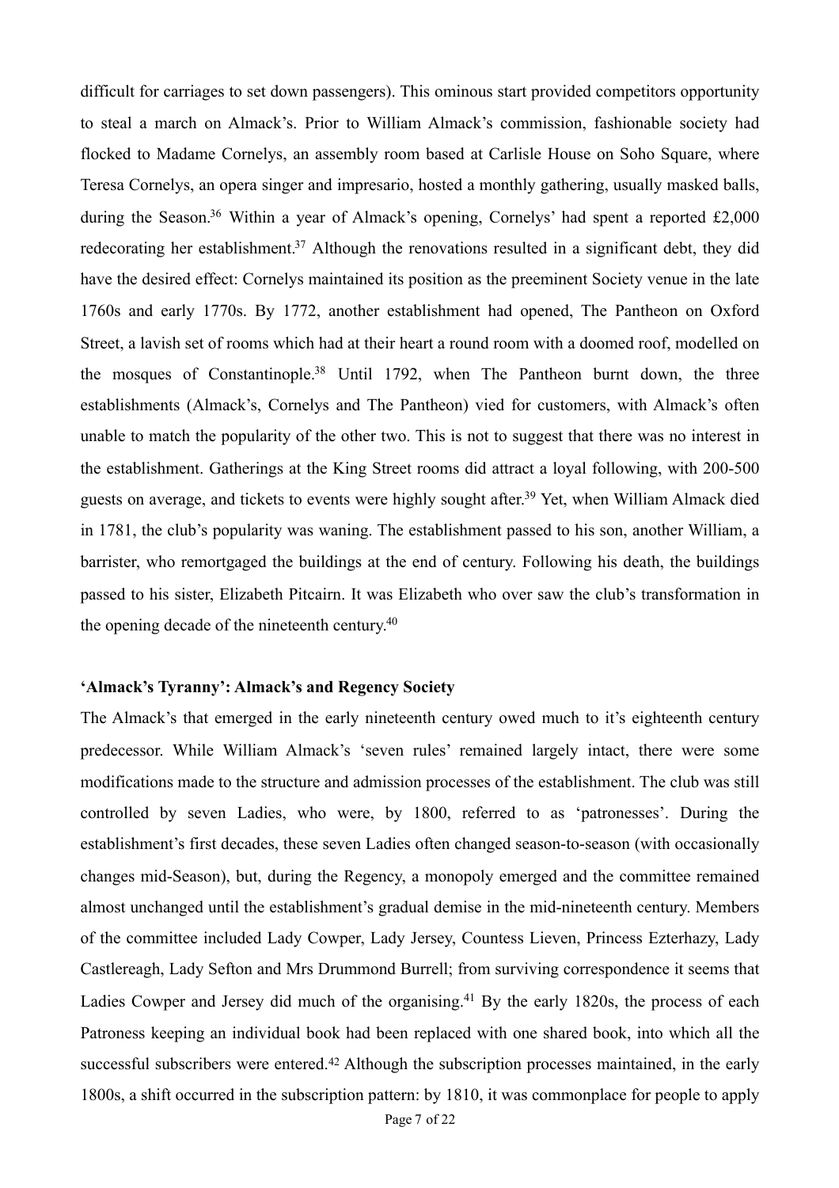difficult for carriages to set down passengers). This ominous start provided competitors opportunity to steal a march on Almack's. Prior to William Almack's commission, fashionable society had flocked to Madame Cornelys, an assembly room based at Carlisle House on Soho Square, where Teresa Cornelys, an opera singer and impresario, hosted a monthly gathering, usually masked balls, during the Season.[36] Within a year of Almack's opening, Cornelys' had spent a reported £2,000 redecorating her establishment.[37] Although the renovations resulted in a significant debt, they did have the desired effect: Cornelys maintained its position as the preeminent Society venue in the late 1760s and early 1770s. By 1772, another establishment had opened, The Pantheon on Oxford Street, a lavish set of rooms which had at their heart a round room with a doomed roof, modelled on the mosques of Constantinople.[38] Until 1792, when The Pantheon burnt down, the three establishments (Almack's, Cornelys and The Pantheon) vied for customers, with Almack's often unable to match the popularity of the other two. This is not to suggest that there was no interest in the establishment. Gatherings at the King Street rooms did attract a loyal following, with 200-500 guests on average, and tickets to events were highly sought after.[39] Yet, when William Almack died in 1781, the club's popularity was waning. The establishment passed to his son, another William, a barrister, who remortgaged the buildings at the end of century. Following his death, the buildings passed to his sister, Elizabeth Pitcairn. It was Elizabeth who over saw the club's transformation in the opening decade of the nineteenth century.[40]

## 'Almack's Tyranny': Almack's and Regency Society

The Almack's that emerged in the early nineteenth century owed much to it's eighteenth century predecessor. While William Almack's 'seven rules' remained largely intact, there were some modifications made to the structure and admission processes of the establishment. The club was still controlled by seven Ladies, who were, by 1800, referred to as 'patronesses'. During the establishment's first decades, these seven Ladies often changed season-to-season (with occasionally changes mid-Season), but, during the Regency, a monopoly emerged and the committee remained almost unchanged until the establishment's gradual demise in the mid-nineteenth century. Members of the committee included Lady Cowper, Lady Jersey, Countess Lieven, Princess Ezterhazy, Lady Castlereagh, Lady Sefton and Mrs Drummond Burrell; from surviving correspondence it seems that Ladies Cowper and Jersey did much of the organising.[41] By the early 1820s, the process of each Patroness keeping an individual book had been replaced with one shared book, into which all the successful subscribers were entered.[42] Although the subscription processes maintained, in the early 1800s, a shift occurred in the subscription pattern: by 1810, it was commonplace for people to apply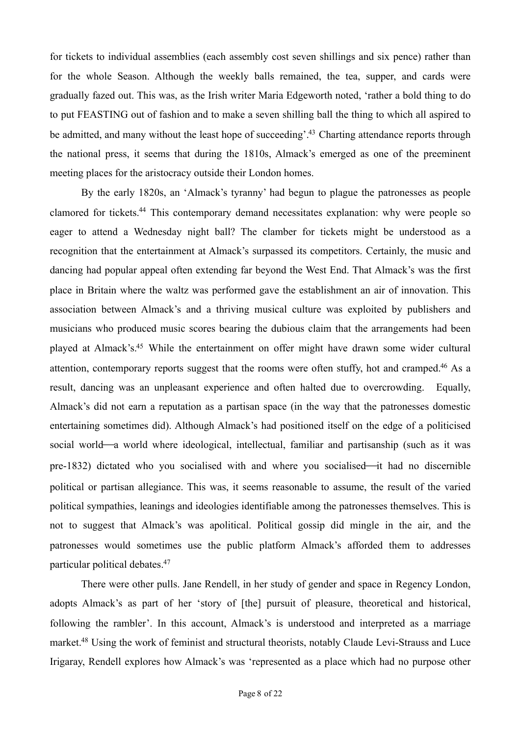for tickets to individual assemblies (each assembly cost seven shillings and six pence) rather than for the whole Season. Although the weekly balls remained, the tea, supper, and cards were gradually fazed out. This was, as the Irish writer Maria Edgeworth noted, 'rather a bold thing to do to put FEASTING out of fashion and to make a seven shilling ball the thing to which all aspired to be admitted, and many without the least hope of succeeding'.[43] Charting attendance reports through the national press, it seems that during the 1810s, Almack's emerged as one of the preeminent meeting places for the aristocracy outside their London homes.

By the early 1820s, an 'Almack's tyranny' had begun to plague the patronesses as people clamored for tickets.[44] This contemporary demand necessitates explanation: why were people so eager to attend a Wednesday night ball? The clamber for tickets might be understood as a recognition that the entertainment at Almack's surpassed its competitors. Certainly, the music and dancing had popular appeal often extending far beyond the West End. That Almack's was the first place in Britain where the waltz was performed gave the establishment an air of innovation. This association between Almack's and a thriving musical culture was exploited by publishers and musicians who produced music scores bearing the dubious claim that the arrangements had been played at Almack's.[45] While the entertainment on offer might have drawn some wider cultural attention, contemporary reports suggest that the rooms were often stuffy, hot and cramped.[46] As a result, dancing was an unpleasant experience and often halted due to overcrowding. Equally, Almack's did not earn a reputation as a partisan space (in the way that the patronesses domestic entertaining sometimes did). Although Almack's had positioned itself on the edge of a politicised social world—a world where ideological, intellectual, familiar and partisanship (such as it was pre-1832) dictated who you socialised with and where you socialised—it had no discernible political or partisan allegiance. This was, it seems reasonable to assume, the result of the varied political sympathies, leanings and ideologies identifiable among the patronesses themselves. This is not to suggest that Almack's was apolitical. Political gossip did mingle in the air, and the patronesses would sometimes use the public platform Almack's afforded them to addresses particular political debates.[47]

There were other pulls. Jane Rendell, in her study of gender and space in Regency London, adopts Almack's as part of her 'story of [the] pursuit of pleasure, theoretical and historical, following the rambler'. In this account, Almack's is understood and interpreted as a marriage market.[48] Using the work of feminist and structural theorists, notably Claude Levi-Strauss and Luce Irigaray, Rendell explores how Almack's was 'represented as a place which had no purpose other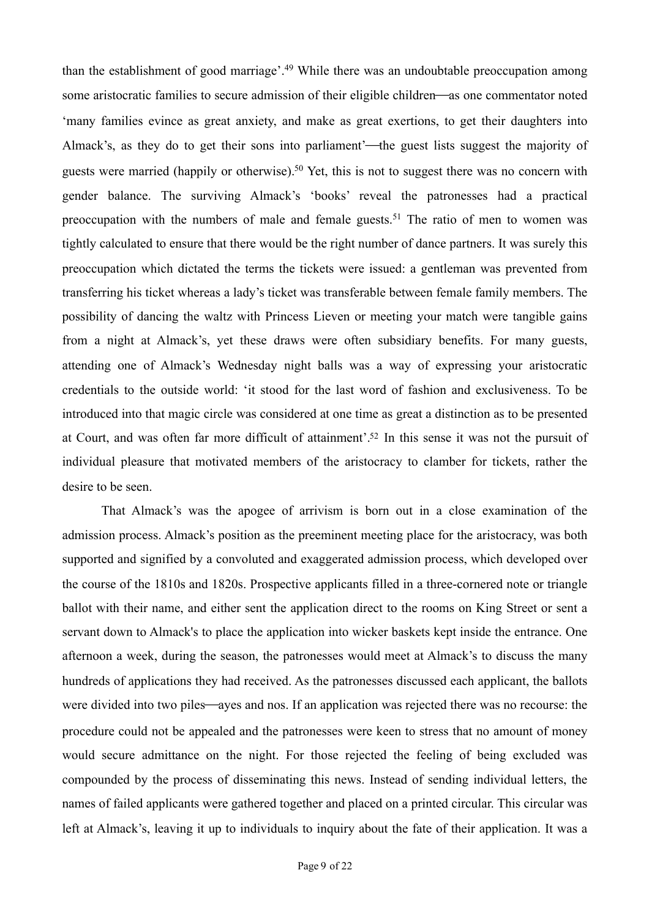than the establishment of good marriage'.[49] While there was an undoubtable preoccupation among some aristocratic families to secure admission of their eligible children—as one commentator noted 'many families evince as great anxiety, and make as great exertions, to get their daughters into Almack's, as they do to get their sons into parliament'—the guest lists suggest the majority of guests were married (happily or otherwise).[50] Yet, this is not to suggest there was no concern with gender balance. The surviving Almack's 'books' reveal the patronesses had a practical preoccupation with the numbers of male and female guests.[51] The ratio of men to women was tightly calculated to ensure that there would be the right number of dance partners. It was surely this preoccupation which dictated the terms the tickets were issued: a gentleman was prevented from transferring his ticket whereas a lady's ticket was transferable between female family members. The possibility of dancing the waltz with Princess Lieven or meeting your match were tangible gains from a night at Almack's, yet these draws were often subsidiary benefits. For many guests, attending one of Almack's Wednesday night balls was a way of expressing your aristocratic credentials to the outside world: 'it stood for the last word of fashion and exclusiveness. To be introduced into that magic circle was considered at one time as great a distinction as to be presented at Court, and was often far more difficult of attainment'.[52] In this sense it was not the pursuit of individual pleasure that motivated members of the aristocracy to clamber for tickets, rather the desire to be seen.

That Almack's was the apogee of arrivism is born out in a close examination of the admission process. Almack's position as the preeminent meeting place for the aristocracy, was both supported and signified by a convoluted and exaggerated admission process, which developed over the course of the 1810s and 1820s. Prospective applicants filled in a three-cornered note or triangle ballot with their name, and either sent the application direct to the rooms on King Street or sent a servant down to Almack's to place the application into wicker baskets kept inside the entrance. One afternoon a week, during the season, the patronesses would meet at Almack's to discuss the many hundreds of applications they had received. As the patronesses discussed each applicant, the ballots were divided into two piles—ayes and nos. If an application was rejected there was no recourse: the procedure could not be appealed and the patronesses were keen to stress that no amount of money would secure admittance on the night. For those rejected the feeling of being excluded was compounded by the process of disseminating this news. Instead of sending individual letters, the names of failed applicants were gathered together and placed on a printed circular. This circular was left at Almack's, leaving it up to individuals to inquiry about the fate of their application. It was a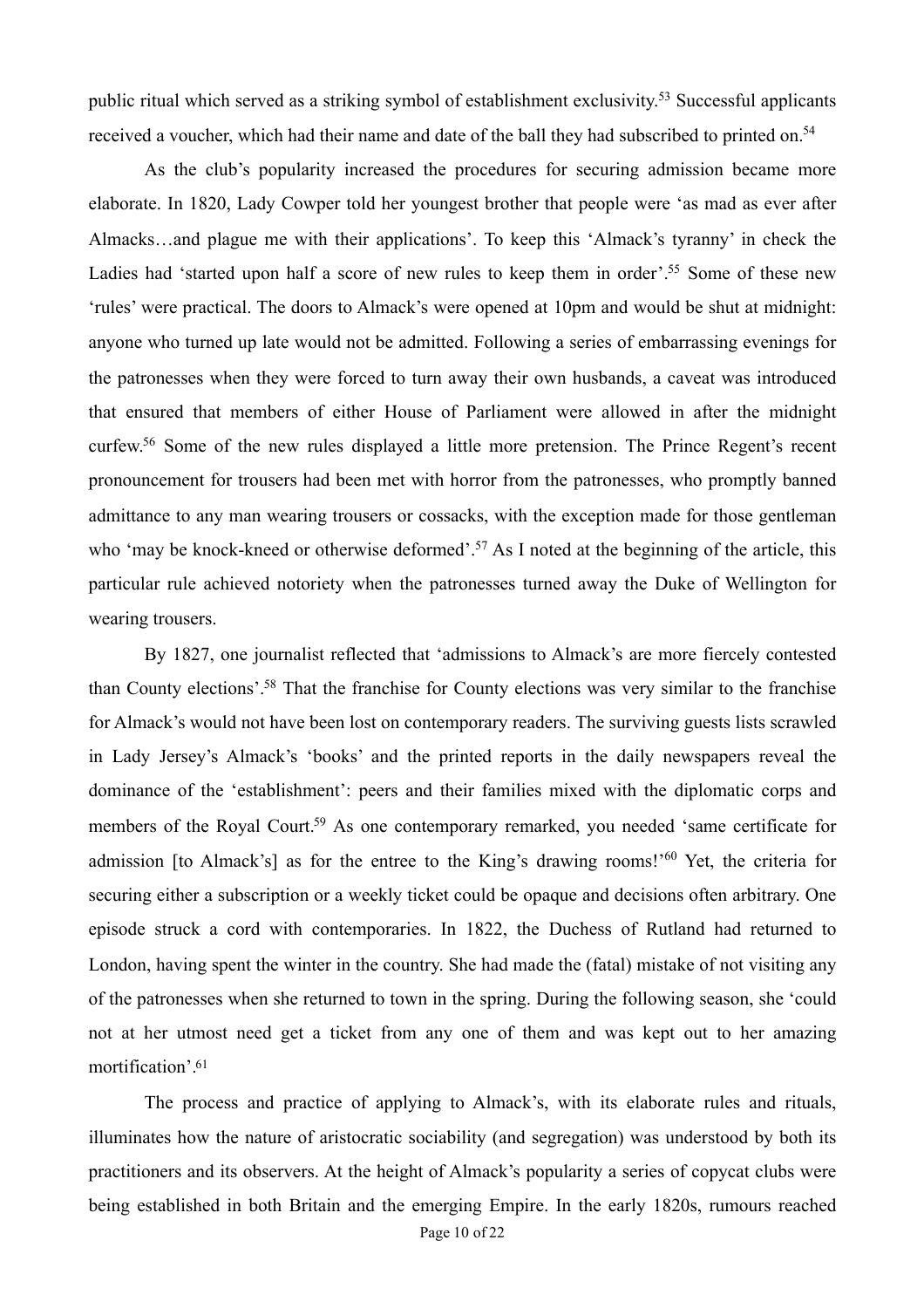public ritual which served as a striking symbol of establishment exclusivity.[53] Successful applicants received a voucher, which had their name and date of the ball they had subscribed to printed on.[54]

As the club's popularity increased the procedures for securing admission became more elaborate. In 1820, Lady Cowper told her youngest brother that people were 'as mad as ever after Almacks…and plague me with their applications'. To keep this 'Almack's tyranny' in check the Ladies had 'started upon half a score of new rules to keep them in order'.[55] Some of these new 'rules' were practical. The doors to Almack's were opened at 10pm and would be shut at midnight: anyone who turned up late would not be admitted. Following a series of embarrassing evenings for the patronesses when they were forced to turn away their own husbands, a caveat was introduced that ensured that members of either House of Parliament were allowed in after the midnight curfew.[56] Some of the new rules displayed a little more pretension. The Prince Regent's recent pronouncement for trousers had been met with horror from the patronesses, who promptly banned admittance to any man wearing trousers or cossacks, with the exception made for those gentleman who 'may be knock-kneed or otherwise deformed'.[57] As I noted at the beginning of the article, this particular rule achieved notoriety when the patronesses turned away the Duke of Wellington for wearing trousers.

By 1827, one journalist reflected that 'admissions to Almack's are more fiercely contested than County elections'.[58] That the franchise for County elections was very similar to the franchise for Almack's would not have been lost on contemporary readers. The surviving guests lists scrawled in Lady Jersey's Almack's 'books' and the printed reports in the daily newspapers reveal the dominance of the 'establishment': peers and their families mixed with the diplomatic corps and members of the Royal Court.[59] As one contemporary remarked, you needed 'same certificate for admission [to Almack's] as for the entree to the King's drawing rooms!'[60] Yet, the criteria for securing either a subscription or a weekly ticket could be opaque and decisions often arbitrary. One episode struck a cord with contemporaries. In 1822, the Duchess of Rutland had returned to London, having spent the winter in the country. She had made the (fatal) mistake of not visiting any of the patronesses when she returned to town in the spring. During the following season, she 'could not at her utmost need get a ticket from any one of them and was kept out to her amazing mortification'.[61]

The process and practice of applying to Almack's, with its elaborate rules and rituals, illuminates how the nature of aristocratic sociability (and segregation) was understood by both its practitioners and its observers. At the height of Almack's popularity a series of copycat clubs were being established in both Britain and the emerging Empire. In the early 1820s, rumours reached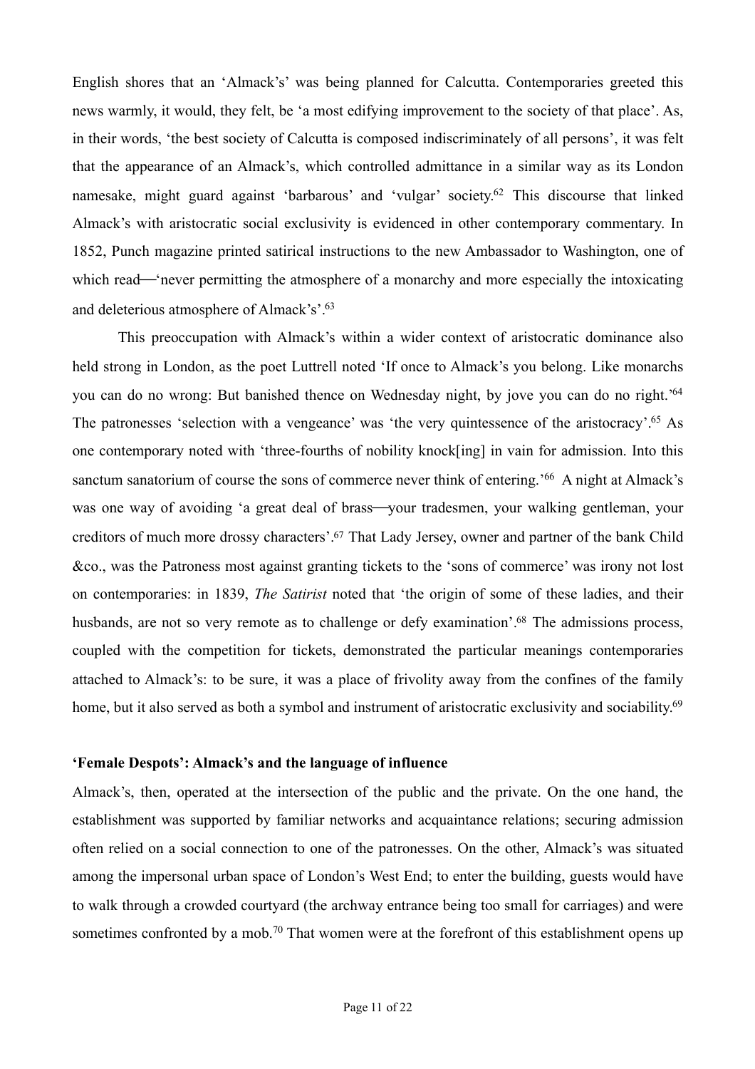English shores that an 'Almack's' was being planned for Calcutta. Contemporaries greeted this news warmly, it would, they felt, be 'a most edifying improvement to the society of that place'. As, in their words, 'the best society of Calcutta is composed indiscriminately of all persons', it was felt that the appearance of an Almack's, which controlled admittance in a similar way as its London namesake, might guard against 'barbarous' and 'vulgar' society.[62] This discourse that linked Almack's with aristocratic social exclusivity is evidenced in other contemporary commentary. In 1852, Punch magazine printed satirical instructions to the new Ambassador to Washington, one of which read—'never permitting the atmosphere of a monarchy and more especially the intoxicating and deleterious atmosphere of Almack's'.[63]

This preoccupation with Almack's within a wider context of aristocratic dominance also held strong in London, as the poet Luttrell noted 'If once to Almack's you belong. Like monarchs you can do no wrong: But banished thence on Wednesday night, by jove you can do no right.'[64] The patronesses 'selection with a vengeance' was 'the very quintessence of the aristocracy'.[65] As one contemporary noted with 'three-fourths of nobility knock[ing] in vain for admission. Into this sanctum sanatorium of course the sons of commerce never think of entering.'[66] A night at Almack's was one way of avoiding 'a great deal of brass—your tradesmen, your walking gentleman, your creditors of much more drossy characters'.[67] That Lady Jersey, owner and partner of the bank Child &co., was the Patroness most against granting tickets to the 'sons of commerce' was irony not lost on contemporaries: in 1839, *The Satirist* noted that 'the origin of some of these ladies, and their husbands, are not so very remote as to challenge or defy examination'.[68] The admissions process, coupled with the competition for tickets, demonstrated the particular meanings contemporaries attached to Almack's: to be sure, it was a place of frivolity away from the confines of the family home, but it also served as both a symbol and instrument of aristocratic exclusivity and sociability.[69]

**'Female Despots': Almack's and the language of influence**

Almack's, then, operated at the intersection of the public and the private. On the one hand, the establishment was supported by familiar networks and acquaintance relations; securing admission often relied on a social connection to one of the patronesses. On the other, Almack's was situated among the impersonal urban space of London's West End; to enter the building, guests would have to walk through a crowded courtyard (the archway entrance being too small for carriages) and were sometimes confronted by a mob.[70] That women were at the forefront of this establishment opens up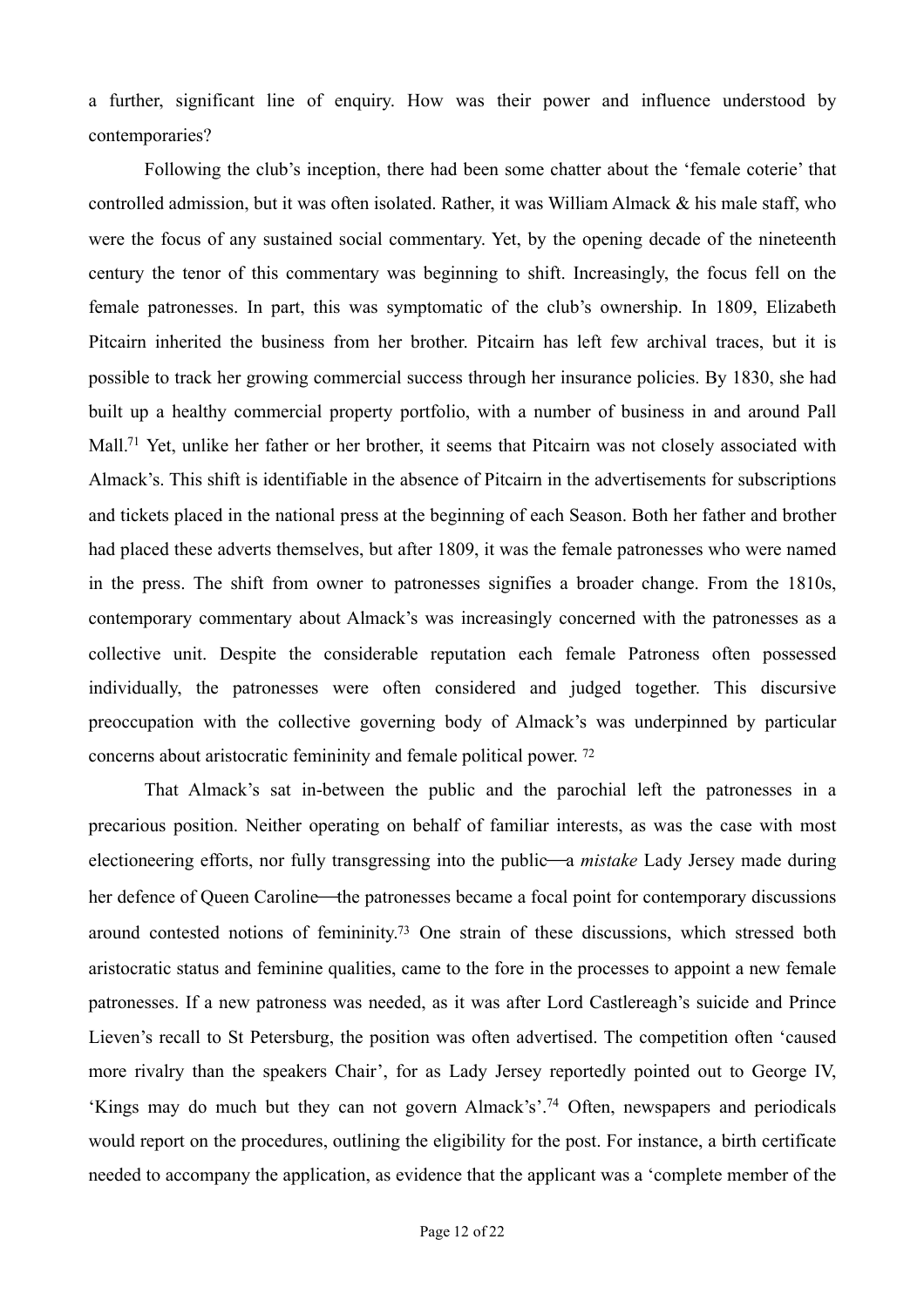a further, significant line of enquiry. How was their power and influence understood by contemporaries?

Following the club's inception, there had been some chatter about the 'female coterie' that controlled admission, but it was often isolated. Rather, it was William Almack & his male staff, who were the focus of any sustained social commentary. Yet, by the opening decade of the nineteenth century the tenor of this commentary was beginning to shift. Increasingly, the focus fell on the female patronesses. In part, this was symptomatic of the club's ownership. In 1809, Elizabeth Pitcairn inherited the business from her brother. Pitcairn has left few archival traces, but it is possible to track her growing commercial success through her insurance policies. By 1830, she had built up a healthy commercial property portfolio, with a number of business in and around Pall Mall.[71] Yet, unlike her father or her brother, it seems that Pitcairn was not closely associated with Almack's. This shift is identifiable in the absence of Pitcairn in the advertisements for subscriptions and tickets placed in the national press at the beginning of each Season. Both her father and brother had placed these adverts themselves, but after 1809, it was the female patronesses who were named in the press. The shift from owner to patronesses signifies a broader change. From the 1810s, contemporary commentary about Almack's was increasingly concerned with the patronesses as a collective unit. Despite the considerable reputation each female Patroness often possessed individually, the patronesses were often considered and judged together. This discursive preoccupation with the collective governing body of Almack's was underpinned by particular concerns about aristocratic femininity and female political power. [72]

That Almack's sat in-between the public and the parochial left the patronesses in a precarious position. Neither operating on behalf of familiar interests, as was the case with most electioneering efforts, nor fully transgressing into the public—a *mistake* Lady Jersey made during her defence of Queen Caroline—the patronesses became a focal point for contemporary discussions around contested notions of femininity.[73] One strain of these discussions, which stressed both aristocratic status and feminine qualities, came to the fore in the processes to appoint a new female patronesses. If a new patroness was needed, as it was after Lord Castlereagh's suicide and Prince Lieven's recall to St Petersburg, the position was often advertised. The competition often 'caused more rivalry than the speakers Chair', for as Lady Jersey reportedly pointed out to George IV, 'Kings may do much but they can not govern Almack's'.[74] Often, newspapers and periodicals would report on the procedures, outlining the eligibility for the post. For instance, a birth certificate needed to accompany the application, as evidence that the applicant was a 'complete member of the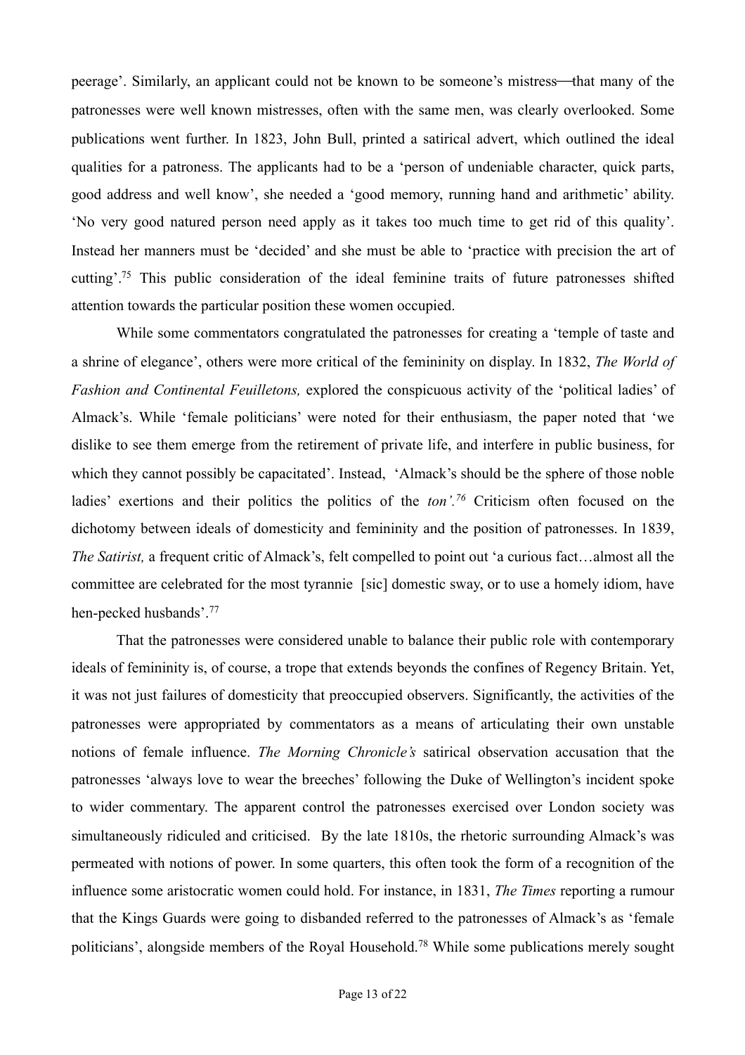peerage'. Similarly, an applicant could not be known to be someone's mistress—that many of the patronesses were well known mistresses, often with the same men, was clearly overlooked. Some publications went further. In 1823, John Bull, printed a satirical advert, which outlined the ideal qualities for a patroness. The applicants had to be a 'person of undeniable character, quick parts, good address and well know', she needed a 'good memory, running hand and arithmetic' ability. 'No very good natured person need apply as it takes too much time to get rid of this quality'. Instead her manners must be 'decided' and she must be able to 'practice with precision the art of cutting'.[75] This public consideration of the ideal feminine traits of future patronesses shifted attention towards the particular position these women occupied.

While some commentators congratulated the patronesses for creating a 'temple of taste and a shrine of elegance', others were more critical of the femininity on display. In 1832, *The World of Fashion and Continental Feuilletons,* explored the conspicuous activity of the 'political ladies' of Almack's. While 'female politicians' were noted for their enthusiasm, the paper noted that 'we dislike to see them emerge from the retirement of private life, and interfere in public business, for which they cannot possibly be capacitated'. Instead, 'Almack's should be the sphere of those noble ladies' exertions and their politics the politics of the *ton'.*[76] Criticism often focused on the dichotomy between ideals of domesticity and femininity and the position of patronesses. In 1839, *The Satirist,* a frequent critic of Almack's, felt compelled to point out 'a curious fact…almost all the committee are celebrated for the most tyrannie [sic] domestic sway, or to use a homely idiom, have hen-pecked husbands'.[77]

That the patronesses were considered unable to balance their public role with contemporary ideals of femininity is, of course, a trope that extends beyonds the confines of Regency Britain. Yet, it was not just failures of domesticity that preoccupied observers. Significantly, the activities of the patronesses were appropriated by commentators as a means of articulating their own unstable notions of female influence. *The Morning Chronicle's* satirical observation accusation that the patronesses 'always love to wear the breeches' following the Duke of Wellington's incident spoke to wider commentary. The apparent control the patronesses exercised over London society was simultaneously ridiculed and criticised. By the late 1810s, the rhetoric surrounding Almack's was permeated with notions of power. In some quarters, this often took the form of a recognition of the influence some aristocratic women could hold. For instance, in 1831, *The Times* reporting a rumour that the Kings Guards were going to disbanded referred to the patronesses of Almack's as 'female politicians', alongside members of the Royal Household.[78] While some publications merely sought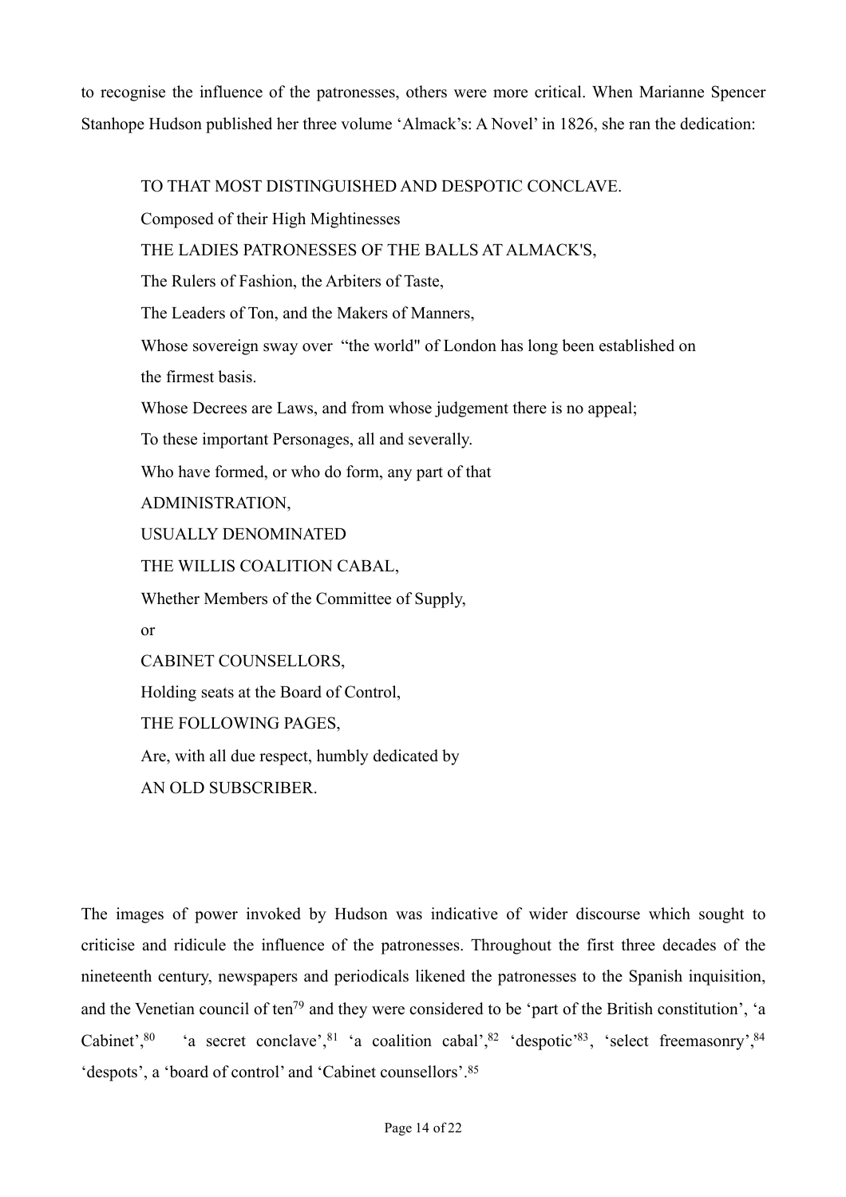to recognise the influence of the patronesses, others were more critical. When Marianne Spencer Stanhope Hudson published her three volume 'Almack's: A Novel' in 1826, she ran the dedication:

> TO THAT MOST DISTINGUISHED AND DESPOTIC CONCLAVE.
>
> Composed of their High Mightinesses
>
> THE LADIES PATRONESSES OF THE BALLS AT ALMACK'S,
>
> The Rulers of Fashion, the Arbiters of Taste,
>
> The Leaders of Ton, and the Makers of Manners,
>
> Whose sovereign sway over "the world" of London has long been established on the firmest basis.
>
> Whose Decrees are Laws, and from whose judgement there is no appeal;
>
> To these important Personages, all and severally.
>
> Who have formed, or who do form, any part of that
>
> ADMINISTRATION,
>
> USUALLY DENOMINATED
>
> THE WILLIS COALITION CABAL,
>
> Whether Members of the Committee of Supply,
>
> or
>
> CABINET COUNSELLORS,
>
> Holding seats at the Board of Control,
>
> THE FOLLOWING PAGES,
>
> Are, with all due respect, humbly dedicated by
>
> AN OLD SUBSCRIBER.

The images of power invoked by Hudson was indicative of wider discourse which sought to criticise and ridicule the influence of the patronesses. Throughout the first three decades of the nineteenth century, newspapers and periodicals likened the patronesses to the Spanish inquisition, and the Venetian council of ten[79] and they were considered to be 'part of the British constitution', 'a Cabinet',[80] 'a secret conclave',[81] 'a coalition cabal',[82] 'despotic'[83], 'select freemasonry',[84] 'despots', a 'board of control' and 'Cabinet counsellors'.[85]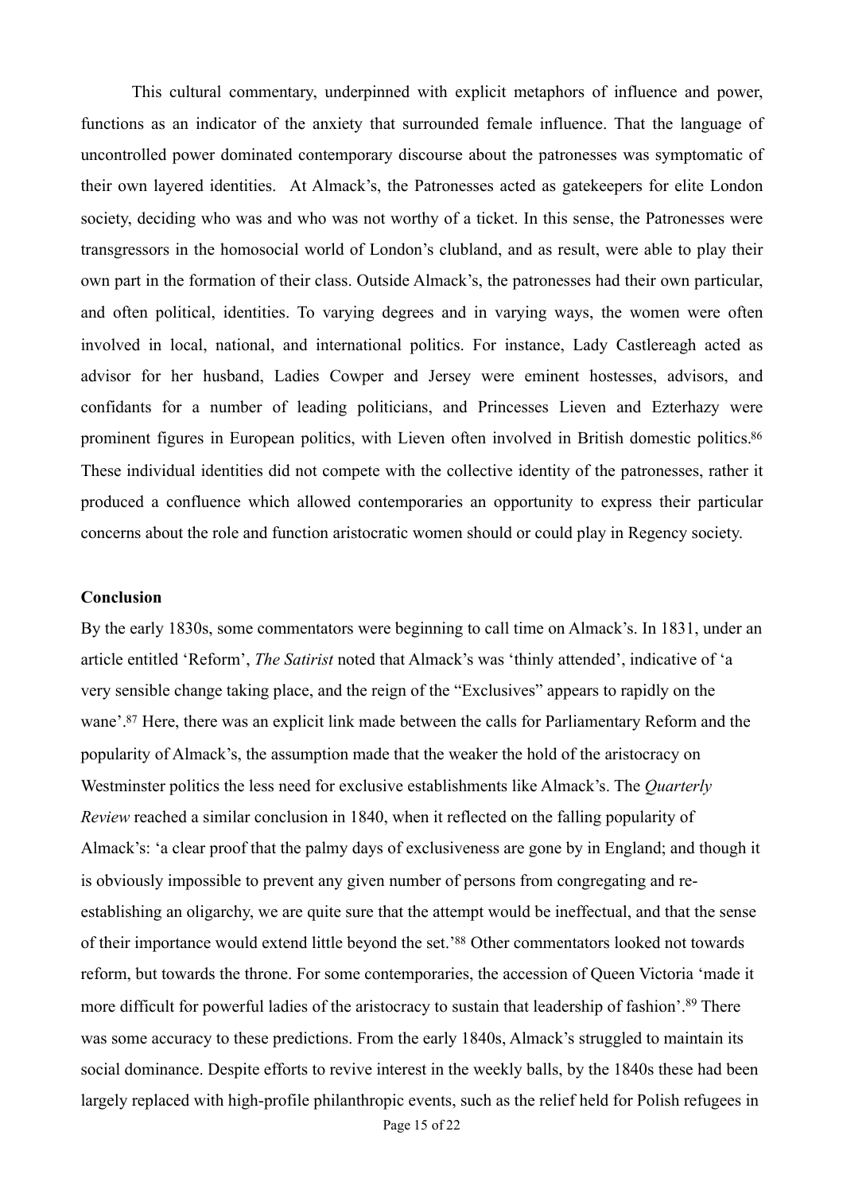This cultural commentary, underpinned with explicit metaphors of influence and power, functions as an indicator of the anxiety that surrounded female influence. That the language of uncontrolled power dominated contemporary discourse about the patronesses was symptomatic of their own layered identities.  At Almack's, the Patronesses acted as gatekeepers for elite London society, deciding who was and who was not worthy of a ticket. In this sense, the Patronesses were transgressors in the homosocial world of London's clubland, and as result, were able to play their own part in the formation of their class. Outside Almack's, the patronesses had their own particular, and often political, identities. To varying degrees and in varying ways, the women were often involved in local, national, and international politics. For instance, Lady Castlereagh acted as advisor for her husband, Ladies Cowper and Jersey were eminent hostesses, advisors, and confidants for a number of leading politicians, and Princesses Lieven and Ezterhazy were prominent figures in European politics, with Lieven often involved in British domestic politics.[86] These individual identities did not compete with the collective identity of the patronesses, rather it produced a confluence which allowed contemporaries an opportunity to express their particular concerns about the role and function aristocratic women should or could play in Regency society.

**Conclusion**

By the early 1830s, some commentators were beginning to call time on Almack's. In 1831, under an article entitled 'Reform', *The Satirist* noted that Almack's was 'thinly attended', indicative of 'a very sensible change taking place, and the reign of the "Exclusives" appears to rapidly on the wane'.[87] Here, there was an explicit link made between the calls for Parliamentary Reform and the popularity of Almack's, the assumption made that the weaker the hold of the aristocracy on Westminster politics the less need for exclusive establishments like Almack's. The *Quarterly Review* reached a similar conclusion in 1840, when it reflected on the falling popularity of Almack's: 'a clear proof that the palmy days of exclusiveness are gone by in England; and though it is obviously impossible to prevent any given number of persons from congregating and re-establishing an oligarchy, we are quite sure that the attempt would be ineffectual, and that the sense of their importance would extend little beyond the set.'[88] Other commentators looked not towards reform, but towards the throne. For some contemporaries, the accession of Queen Victoria 'made it more difficult for powerful ladies of the aristocracy to sustain that leadership of fashion'.[89] There was some accuracy to these predictions. From the early 1840s, Almack's struggled to maintain its social dominance. Despite efforts to revive interest in the weekly balls, by the 1840s these had been largely replaced with high-profile philanthropic events, such as the relief held for Polish refugees in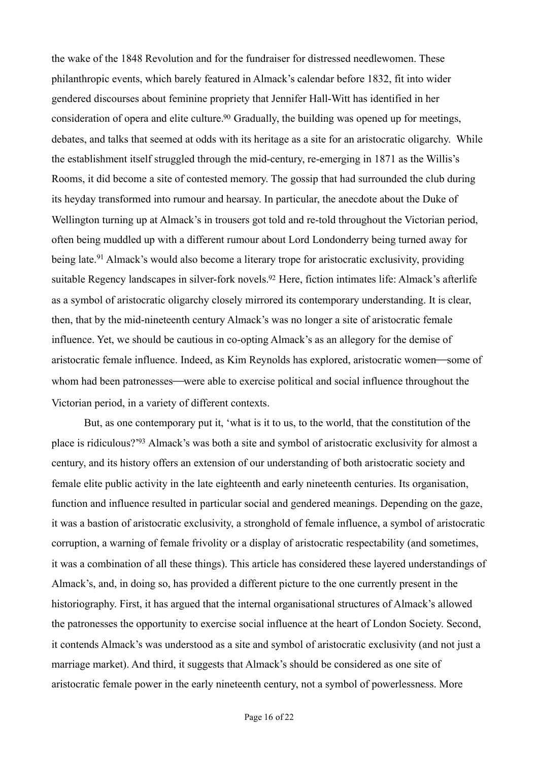the wake of the 1848 Revolution and for the fundraiser for distressed needlewomen. These philanthropic events, which barely featured in Almack's calendar before 1832, fit into wider gendered discourses about feminine propriety that Jennifer Hall-Witt has identified in her consideration of opera and elite culture.[90] Gradually, the building was opened up for meetings, debates, and talks that seemed at odds with its heritage as a site for an aristocratic oligarchy. While the establishment itself struggled through the mid-century, re-emerging in 1871 as the Willis's Rooms, it did become a site of contested memory. The gossip that had surrounded the club during its heyday transformed into rumour and hearsay. In particular, the anecdote about the Duke of Wellington turning up at Almack's in trousers got told and re-told throughout the Victorian period, often being muddled up with a different rumour about Lord Londonderry being turned away for being late.[91] Almack's would also become a literary trope for aristocratic exclusivity, providing suitable Regency landscapes in silver-fork novels.[92] Here, fiction intimates life: Almack's afterlife as a symbol of aristocratic oligarchy closely mirrored its contemporary understanding. It is clear, then, that by the mid-nineteenth century Almack's was no longer a site of aristocratic female influence. Yet, we should be cautious in co-opting Almack's as an allegory for the demise of aristocratic female influence. Indeed, as Kim Reynolds has explored, aristocratic women—some of whom had been patronesses—were able to exercise political and social influence throughout the Victorian period, in a variety of different contexts.

But, as one contemporary put it, 'what is it to us, to the world, that the constitution of the place is ridiculous?'[93] Almack's was both a site and symbol of aristocratic exclusivity for almost a century, and its history offers an extension of our understanding of both aristocratic society and female elite public activity in the late eighteenth and early nineteenth centuries. Its organisation, function and influence resulted in particular social and gendered meanings. Depending on the gaze, it was a bastion of aristocratic exclusivity, a stronghold of female influence, a symbol of aristocratic corruption, a warning of female frivolity or a display of aristocratic respectability (and sometimes, it was a combination of all these things). This article has considered these layered understandings of Almack's, and, in doing so, has provided a different picture to the one currently present in the historiography. First, it has argued that the internal organisational structures of Almack's allowed the patronesses the opportunity to exercise social influence at the heart of London Society. Second, it contends Almack's was understood as a site and symbol of aristocratic exclusivity (and not just a marriage market). And third, it suggests that Almack's should be considered as one site of aristocratic female power in the early nineteenth century, not a symbol of powerlessness. More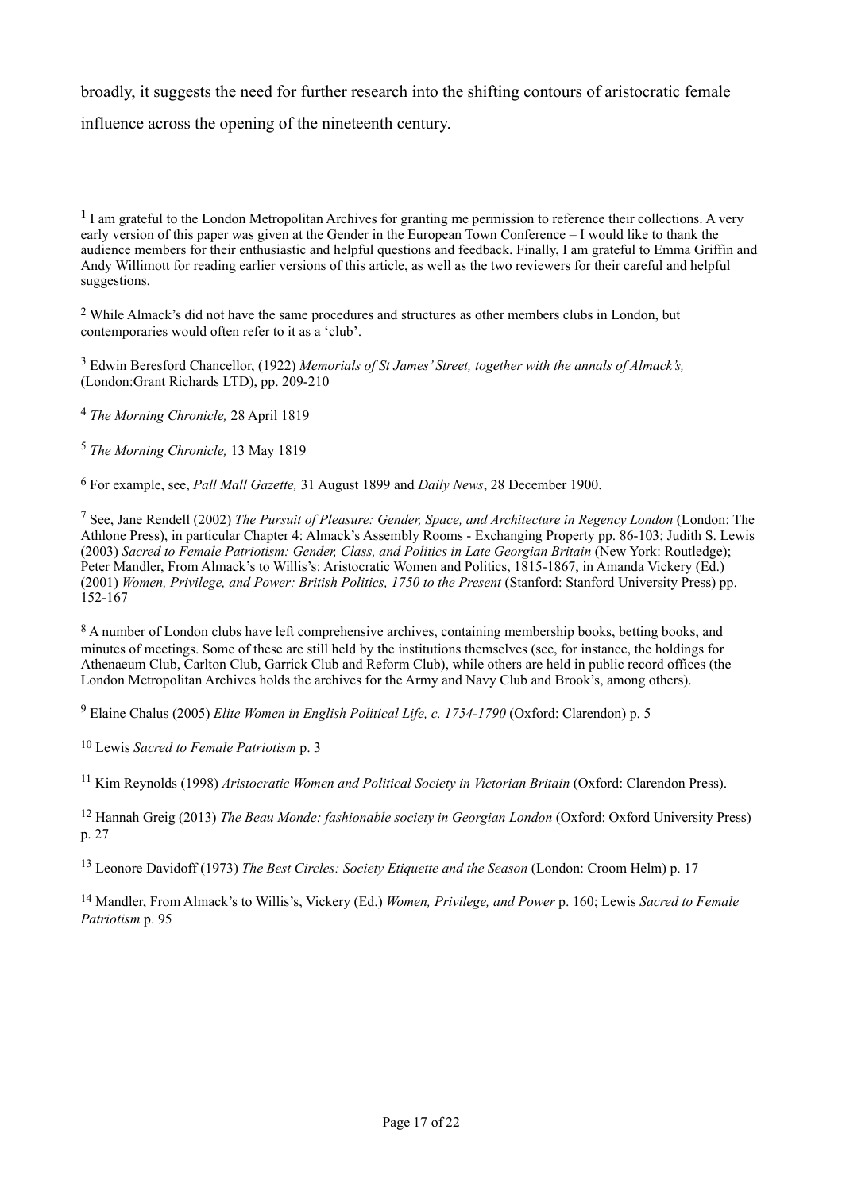broadly, it suggests the need for further research into the shifting contours of aristocratic female influence across the opening of the nineteenth century.

**1** I am grateful to the London Metropolitan Archives for granting me permission to reference their collections. A very early version of this paper was given at the Gender in the European Town Conference – I would like to thank the audience members for their enthusiastic and helpful questions and feedback. Finally, I am grateful to Emma Griffin and Andy Willimott for reading earlier versions of this article, as well as the two reviewers for their careful and helpful suggestions.

2 While Almack's did not have the same procedures and structures as other members clubs in London, but contemporaries would often refer to it as a 'club'.

3 Edwin Beresford Chancellor, (1922) *Memorials of St James' Street, together with the annals of Almack's,* (London:Grant Richards LTD), pp. 209-210

4 *The Morning Chronicle,* 28 April 1819

5 *The Morning Chronicle,* 13 May 1819

6 For example, see, *Pall Mall Gazette,* 31 August 1899 and *Daily News*, 28 December 1900.

7 See, Jane Rendell (2002) *The Pursuit of Pleasure: Gender, Space, and Architecture in Regency London* (London: The Athlone Press), in particular Chapter 4: Almack's Assembly Rooms - Exchanging Property pp. 86-103; Judith S. Lewis (2003) *Sacred to Female Patriotism: Gender, Class, and Politics in Late Georgian Britain* (New York: Routledge); Peter Mandler, From Almack's to Willis's: Aristocratic Women and Politics, 1815-1867, in Amanda Vickery (Ed.) (2001) *Women, Privilege, and Power: British Politics, 1750 to the Present* (Stanford: Stanford University Press) pp. 152-167

8 A number of London clubs have left comprehensive archives, containing membership books, betting books, and minutes of meetings. Some of these are still held by the institutions themselves (see, for instance, the holdings for Athenaeum Club, Carlton Club, Garrick Club and Reform Club), while others are held in public record offices (the London Metropolitan Archives holds the archives for the Army and Navy Club and Brook's, among others).

9 Elaine Chalus (2005) *Elite Women in English Political Life, c. 1754-1790* (Oxford: Clarendon) p. 5

10 Lewis *Sacred to Female Patriotism* p. 3

11 Kim Reynolds (1998) *Aristocratic Women and Political Society in Victorian Britain* (Oxford: Clarendon Press).

12 Hannah Greig (2013) *The Beau Monde: fashionable society in Georgian London* (Oxford: Oxford University Press) p. 27

13 Leonore Davidoff (1973) *The Best Circles: Society Etiquette and the Season* (London: Croom Helm) p. 17

14 Mandler, From Almack's to Willis's, Vickery (Ed.) *Women, Privilege, and Power* p. 160; Lewis *Sacred to Female Patriotism* p. 95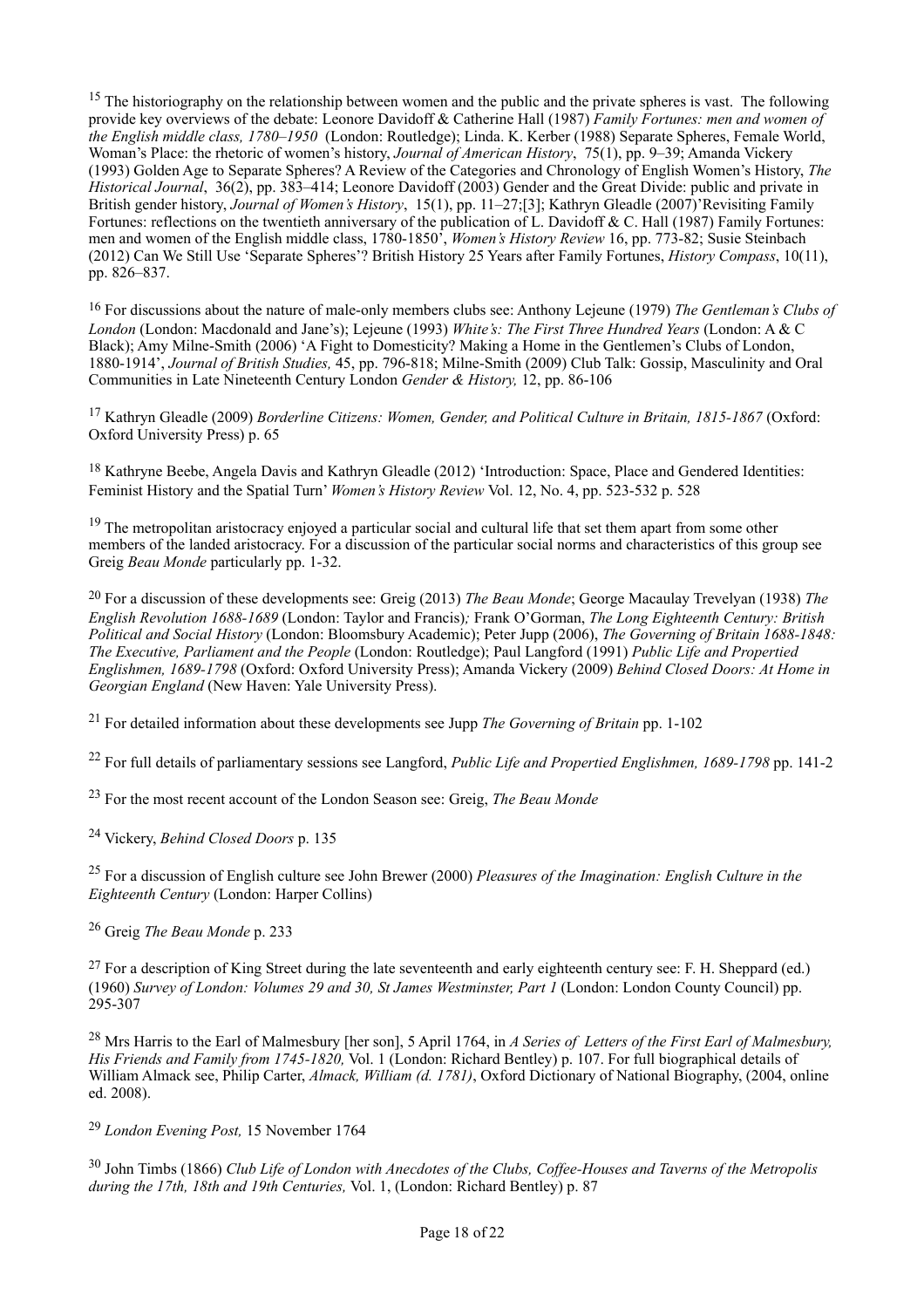[15] The historiography on the relationship between women and the public and the private spheres is vast. The following provide key overviews of the debate: Leonore Davidoff & Catherine Hall (1987) *Family Fortunes: men and women of the English middle class, 1780–1950* (London: Routledge); Linda. K. Kerber (1988) Separate Spheres, Female World, Woman's Place: the rhetoric of women's history, *Journal of American History*, 75(1), pp. 9–39; Amanda Vickery (1993) Golden Age to Separate Spheres? A Review of the Categories and Chronology of English Women's History, *The Historical Journal*, 36(2), pp. 383–414; Leonore Davidoff (2003) Gender and the Great Divide: public and private in British gender history, *Journal of Women's History*, 15(1), pp. 11–27;[3]; Kathryn Gleadle (2007)'Revisiting Family Fortunes: reflections on the twentieth anniversary of the publication of L. Davidoff & C. Hall (1987) Family Fortunes: men and women of the English middle class, 1780-1850', *Women's History Review* 16, pp. 773-82; Susie Steinbach (2012) Can We Still Use 'Separate Spheres'? British History 25 Years after Family Fortunes, *History Compass*, 10(11), pp. 826–837.

[16] For discussions about the nature of male-only members clubs see: Anthony Lejeune (1979) *The Gentleman's Clubs of London* (London: Macdonald and Jane's); Lejeune (1993) *White's: The First Three Hundred Years* (London: A & C Black); Amy Milne-Smith (2006) 'A Fight to Domesticity? Making a Home in the Gentlemen's Clubs of London, 1880-1914', *Journal of British Studies,* 45, pp. 796-818; Milne-Smith (2009) Club Talk: Gossip, Masculinity and Oral Communities in Late Nineteenth Century London *Gender & History,* 12, pp. 86-106

[17] Kathryn Gleadle (2009) *Borderline Citizens: Women, Gender, and Political Culture in Britain, 1815-1867* (Oxford: Oxford University Press) p. 65

[18] Kathryne Beebe, Angela Davis and Kathryn Gleadle (2012) 'Introduction: Space, Place and Gendered Identities: Feminist History and the Spatial Turn' *Women's History Review* Vol. 12, No. 4, pp. 523-532 p. 528

[19] The metropolitan aristocracy enjoyed a particular social and cultural life that set them apart from some other members of the landed aristocracy. For a discussion of the particular social norms and characteristics of this group see Greig *Beau Monde* particularly pp. 1-32.

[20] For a discussion of these developments see: Greig (2013) *The Beau Monde*; George Macaulay Trevelyan (1938) *The English Revolution 1688-1689* (London: Taylor and Francis)*;* Frank O'Gorman, *The Long Eighteenth Century: British Political and Social History* (London: Bloomsbury Academic); Peter Jupp (2006), *The Governing of Britain 1688-1848: The Executive, Parliament and the People* (London: Routledge); Paul Langford (1991) *Public Life and Propertied Englishmen, 1689-1798* (Oxford: Oxford University Press); Amanda Vickery (2009) *Behind Closed Doors: At Home in Georgian England* (New Haven: Yale University Press).

[21] For detailed information about these developments see Jupp *The Governing of Britain* pp. 1-102

[22] For full details of parliamentary sessions see Langford, *Public Life and Propertied Englishmen, 1689-1798* pp. 141-2

[23] For the most recent account of the London Season see: Greig, *The Beau Monde*

[24] Vickery, *Behind Closed Doors* p. 135

[25] For a discussion of English culture see John Brewer (2000) *Pleasures of the Imagination: English Culture in the Eighteenth Century* (London: Harper Collins)

[26] Greig *The Beau Monde* p. 233

[27] For a description of King Street during the late seventeenth and early eighteenth century see: F. H. Sheppard (ed.) (1960) *Survey of London: Volumes 29 and 30, St James Westminster, Part 1* (London: London County Council) pp. 295-307

[28] Mrs Harris to the Earl of Malmesbury [her son], 5 April 1764, in *A Series of Letters of the First Earl of Malmesbury, His Friends and Family from 1745-1820,* Vol. 1 (London: Richard Bentley) p. 107. For full biographical details of William Almack see, Philip Carter, *Almack, William (d. 1781)*, Oxford Dictionary of National Biography, (2004, online ed. 2008).

[29] *London Evening Post,* 15 November 1764

[30] John Timbs (1866) *Club Life of London with Anecdotes of the Clubs, Coffee-Houses and Taverns of the Metropolis during the 17th, 18th and 19th Centuries,* Vol. 1, (London: Richard Bentley) p. 87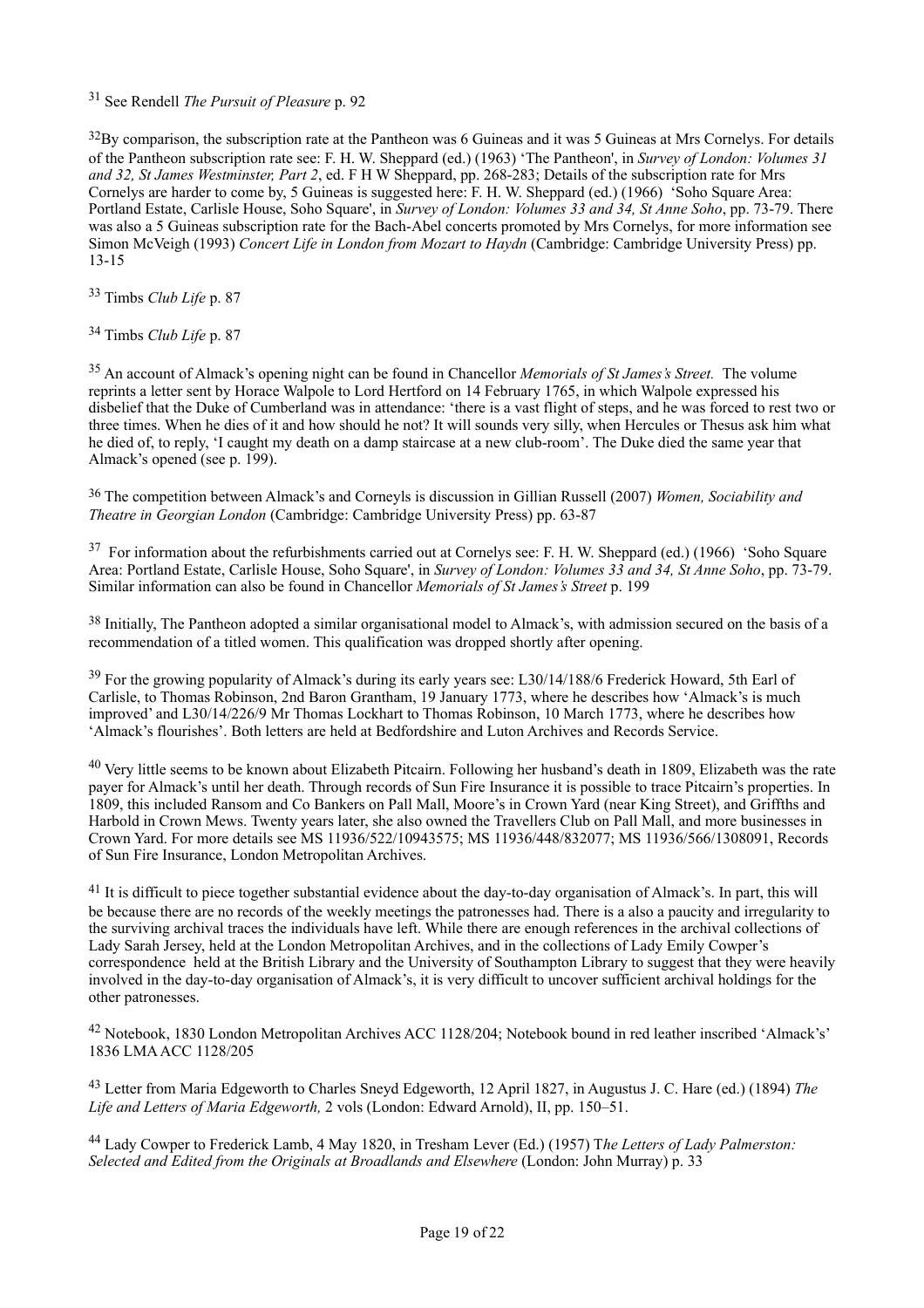[31] See Rendell *The Pursuit of Pleasure* p. 92

[32]By comparison, the subscription rate at the Pantheon was 6 Guineas and it was 5 Guineas at Mrs Cornelys. For details of the Pantheon subscription rate see: F. H. W. Sheppard (ed.) (1963) 'The Pantheon', in *Survey of London: Volumes 31 and 32, St James Westminster, Part 2*, ed. F H W Sheppard, pp. 268-283; Details of the subscription rate for Mrs Cornelys are harder to come by, 5 Guineas is suggested here: F. H. W. Sheppard (ed.) (1966) 'Soho Square Area: Portland Estate, Carlisle House, Soho Square', in *Survey of London: Volumes 33 and 34, St Anne Soho*, pp. 73-79. There was also a 5 Guineas subscription rate for the Bach-Abel concerts promoted by Mrs Cornelys, for more information see Simon McVeigh (1993) *Concert Life in London from Mozart to Haydn* (Cambridge: Cambridge University Press) pp. 13-15

[33] Timbs *Club Life* p. 87

[34] Timbs *Club Life* p. 87

[35] An account of Almack's opening night can be found in Chancellor *Memorials of St James's Street.* The volume reprints a letter sent by Horace Walpole to Lord Hertford on 14 February 1765, in which Walpole expressed his disbelief that the Duke of Cumberland was in attendance: 'there is a vast flight of steps, and he was forced to rest two or three times. When he dies of it and how should he not? It will sounds very silly, when Hercules or Thesus ask him what he died of, to reply, 'I caught my death on a damp staircase at a new club-room'. The Duke died the same year that Almack's opened (see p. 199).

[36] The competition between Almack's and Corneyls is discussion in Gillian Russell (2007) *Women, Sociability and Theatre in Georgian London* (Cambridge: Cambridge University Press) pp. 63-87

[37] For information about the refurbishments carried out at Cornelys see: F. H. W. Sheppard (ed.) (1966) 'Soho Square Area: Portland Estate, Carlisle House, Soho Square', in *Survey of London: Volumes 33 and 34, St Anne Soho*, pp. 73-79. Similar information can also be found in Chancellor *Memorials of St James's Street* p. 199

[38] Initially, The Pantheon adopted a similar organisational model to Almack's, with admission secured on the basis of a recommendation of a titled women. This qualification was dropped shortly after opening.

[39] For the growing popularity of Almack's during its early years see: L30/14/188/6 Frederick Howard, 5th Earl of Carlisle, to Thomas Robinson, 2nd Baron Grantham, 19 January 1773, where he describes how 'Almack's is much improved' and L30/14/226/9 Mr Thomas Lockhart to Thomas Robinson, 10 March 1773, where he describes how 'Almack's flourishes'. Both letters are held at Bedfordshire and Luton Archives and Records Service.

[40] Very little seems to be known about Elizabeth Pitcairn. Following her husband's death in 1809, Elizabeth was the rate payer for Almack's until her death. Through records of Sun Fire Insurance it is possible to trace Pitcairn's properties. In 1809, this included Ransom and Co Bankers on Pall Mall, Moore's in Crown Yard (near King Street), and Griffths and Harbold in Crown Mews. Twenty years later, she also owned the Travellers Club on Pall Mall, and more businesses in Crown Yard. For more details see MS 11936/522/10943575; MS 11936/448/832077; MS 11936/566/1308091, Records of Sun Fire Insurance, London Metropolitan Archives.

[41] It is difficult to piece together substantial evidence about the day-to-day organisation of Almack's. In part, this will be because there are no records of the weekly meetings the patronesses had. There is a also a paucity and irregularity to the surviving archival traces the individuals have left. While there are enough references in the archival collections of Lady Sarah Jersey, held at the London Metropolitan Archives, and in the collections of Lady Emily Cowper's correspondence held at the British Library and the University of Southampton Library to suggest that they were heavily involved in the day-to-day organisation of Almack's, it is very difficult to uncover sufficient archival holdings for the other patronesses.

[42] Notebook, 1830 London Metropolitan Archives ACC 1128/204; Notebook bound in red leather inscribed 'Almack's' 1836 LMA ACC 1128/205

[43] Letter from Maria Edgeworth to Charles Sneyd Edgeworth, 12 April 1827, in Augustus J. C. Hare (ed.) (1894) *The Life and Letters of Maria Edgeworth,* 2 vols (London: Edward Arnold), II, pp. 150–51.

[44] Lady Cowper to Frederick Lamb, 4 May 1820, in Tresham Lever (Ed.) (1957) T*he Letters of Lady Palmerston: Selected and Edited from the Originals at Broadlands and Elsewhere* (London: John Murray) p. 33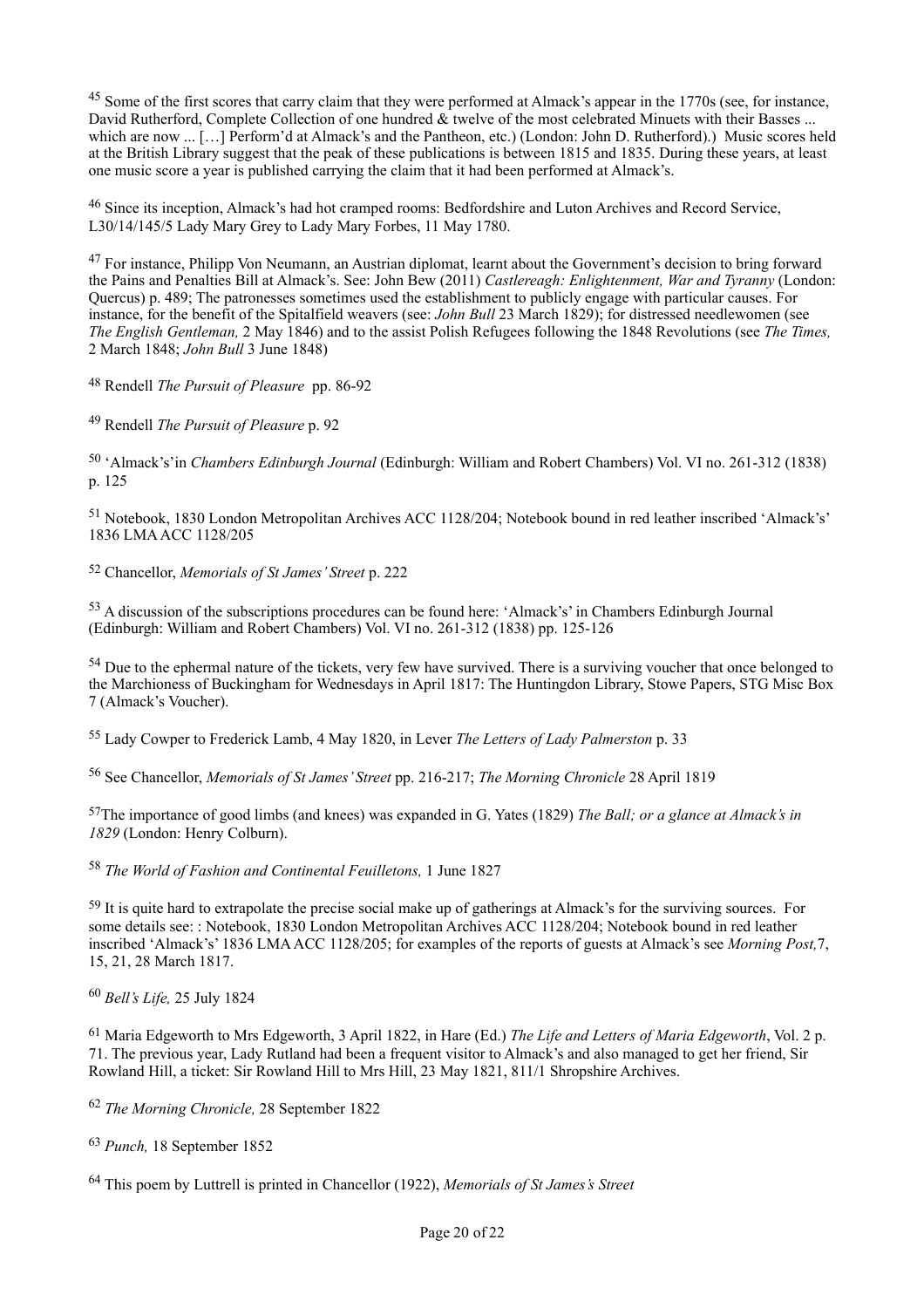[45] Some of the first scores that carry claim that they were performed at Almack's appear in the 1770s (see, for instance, David Rutherford, Complete Collection of one hundred & twelve of the most celebrated Minuets with their Basses ... which are now ... […] Perform'd at Almack's and the Pantheon, etc.) (London: John D. Rutherford).) Music scores held at the British Library suggest that the peak of these publications is between 1815 and 1835. During these years, at least one music score a year is published carrying the claim that it had been performed at Almack's.

[46] Since its inception, Almack's had hot cramped rooms: Bedfordshire and Luton Archives and Record Service, L30/14/145/5 Lady Mary Grey to Lady Mary Forbes, 11 May 1780.

[47] For instance, Philipp Von Neumann, an Austrian diplomat, learnt about the Government's decision to bring forward the Pains and Penalties Bill at Almack's. See: John Bew (2011) *Castlereagh: Enlightenment, War and Tyranny* (London: Quercus) p. 489; The patronesses sometimes used the establishment to publicly engage with particular causes. For instance, for the benefit of the Spitalfield weavers (see: *John Bull* 23 March 1829); for distressed needlewomen (see *The English Gentleman,* 2 May 1846) and to the assist Polish Refugees following the 1848 Revolutions (see *The Times,* 2 March 1848; *John Bull* 3 June 1848)

[48] Rendell *The Pursuit of Pleasure* pp. 86-92

[49] Rendell *The Pursuit of Pleasure* p. 92

[50] 'Almack's'in *Chambers Edinburgh Journal* (Edinburgh: William and Robert Chambers) Vol. VI no. 261-312 (1838) p. 125

[51] Notebook, 1830 London Metropolitan Archives ACC 1128/204; Notebook bound in red leather inscribed 'Almack's' 1836 LMA ACC 1128/205

[52] Chancellor, *Memorials of St James' Street* p. 222

[53] A discussion of the subscriptions procedures can be found here: 'Almack's' in Chambers Edinburgh Journal (Edinburgh: William and Robert Chambers) Vol. VI no. 261-312 (1838) pp. 125-126

[54] Due to the ephermal nature of the tickets, very few have survived. There is a surviving voucher that once belonged to the Marchioness of Buckingham for Wednesdays in April 1817: The Huntingdon Library, Stowe Papers, STG Misc Box 7 (Almack's Voucher).

[55] Lady Cowper to Frederick Lamb, 4 May 1820, in Lever *The Letters of Lady Palmerston* p. 33

[56] See Chancellor, *Memorials of St James' Street* pp. 216-217; *The Morning Chronicle* 28 April 1819

[57] The importance of good limbs (and knees) was expanded in G. Yates (1829) *The Ball; or a glance at Almack's in 1829* (London: Henry Colburn).

[58] *The World of Fashion and Continental Feuilletons,* 1 June 1827

[59] It is quite hard to extrapolate the precise social make up of gatherings at Almack's for the surviving sources. For some details see: : Notebook, 1830 London Metropolitan Archives ACC 1128/204; Notebook bound in red leather inscribed 'Almack's' 1836 LMA ACC 1128/205; for examples of the reports of guests at Almack's see *Morning Post,*7, 15, 21, 28 March 1817.

[60] *Bell's Life,* 25 July 1824

[61] Maria Edgeworth to Mrs Edgeworth, 3 April 1822, in Hare (Ed.) *The Life and Letters of Maria Edgeworth*, Vol. 2 p. 71. The previous year, Lady Rutland had been a frequent visitor to Almack's and also managed to get her friend, Sir Rowland Hill, a ticket: Sir Rowland Hill to Mrs Hill, 23 May 1821, 811/1 Shropshire Archives.

[62] *The Morning Chronicle,* 28 September 1822

[63] *Punch,* 18 September 1852

[64] This poem by Luttrell is printed in Chancellor (1922), *Memorials of St James's Street*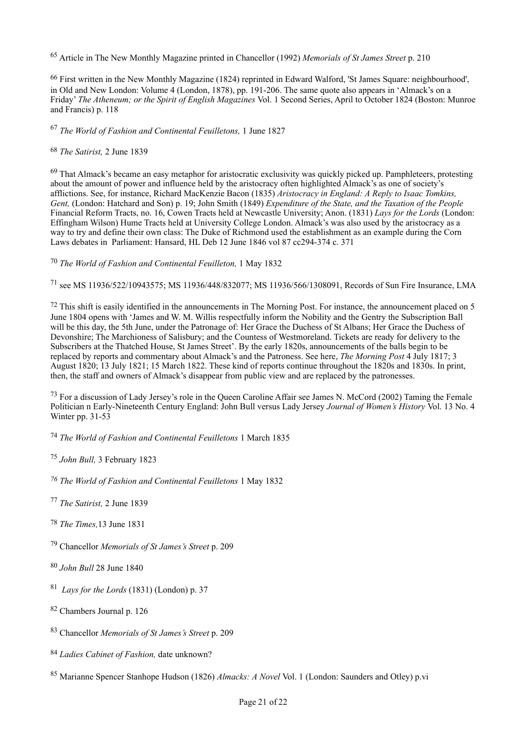[65] Article in The New Monthly Magazine printed in Chancellor (1992) *Memorials of St James Street* p. 210

[66] First written in the New Monthly Magazine (1824) reprinted in Edward Walford, 'St James Square: neighbourhood', in Old and New London: Volume 4 (London, 1878), pp. 191-206. The same quote also appears in 'Almack's on a Friday' *The Atheneum; or the Spirit of English Magazines* Vol. 1 Second Series, April to October 1824 (Boston: Munroe and Francis) p. 118

[67] *The World of Fashion and Continental Feuilletons,* 1 June 1827

[68] *The Satirist,* 2 June 1839

[69] That Almack's became an easy metaphor for aristocratic exclusivity was quickly picked up. Pamphleteers, protesting about the amount of power and influence held by the aristocracy often highlighted Almack's as one of society's afflictions. See, for instance, Richard MacKenzie Bacon (1835) *Aristocracy in England: A Reply to Isaac Tomkins, Gent,* (London: Hatchard and Son) p. 19; John Smith (1849) *Expenditure of the State, and the Taxation of the People* Financial Reform Tracts, no. 16, Cowen Tracts held at Newcastle University; Anon. (1831) *Lays for the Lords* (London: Effingham Wilson) Hume Tracts held at University College London. Almack's was also used by the aristocracy as a way to try and define their own class: The Duke of Richmond used the establishment as an example during the Corn Laws debates in Parliament: Hansard, HL Deb 12 June 1846 vol 87 cc294-374 c. 371

[70] *The World of Fashion and Continental Feuilleton,* 1 May 1832

[71] see MS 11936/522/10943575; MS 11936/448/832077; MS 11936/566/1308091, Records of Sun Fire Insurance, LMA

[72] This shift is easily identified in the announcements in The Morning Post. For instance, the announcement placed on 5 June 1804 opens with 'James and W. M. Willis respectfully inform the Nobility and the Gentry the Subscription Ball will be this day, the 5th June, under the Patronage of: Her Grace the Duchess of St Albans; Her Grace the Duchess of Devonshire; The Marchioness of Salisbury; and the Countess of Westmoreland. Tickets are ready for delivery to the Subscribers at the Thatched House, St James Street'. By the early 1820s, announcements of the balls begin to be replaced by reports and commentary about Almack's and the Patroness. See here, *The Morning Post* 4 July 1817; 3 August 1820; 13 July 1821; 15 March 1822. These kind of reports continue throughout the 1820s and 1830s. In print, then, the staff and owners of Almack's disappear from public view and are replaced by the patronesses.

[73] For a discussion of Lady Jersey's role in the Queen Caroline Affair see James N. McCord (2002) Taming the Female Politician n Early-Nineteenth Century England: John Bull versus Lady Jersey *Journal of Women's History* Vol. 13 No. 4 Winter pp. 31-53

[74] *The World of Fashion and Continental Feuilletons* 1 March 1835

[75] *John Bull,* 3 February 1823

[76] *The World of Fashion and Continental Feuilletons* 1 May 1832

[77] *The Satirist,* 2 June 1839

[78] *The Times,*13 June 1831

[79] Chancellor *Memorials of St James's Street* p. 209

[80] *John Bull* 28 June 1840

[81] *Lays for the Lords* (1831) (London) p. 37

[82] Chambers Journal p. 126

[83] Chancellor *Memorials of St James's Street* p. 209

[84] *Ladies Cabinet of Fashion,* date unknown?

[85] Marianne Spencer Stanhope Hudson (1826) *Almacks: A Novel* Vol. 1 (London: Saunders and Otley) p.vi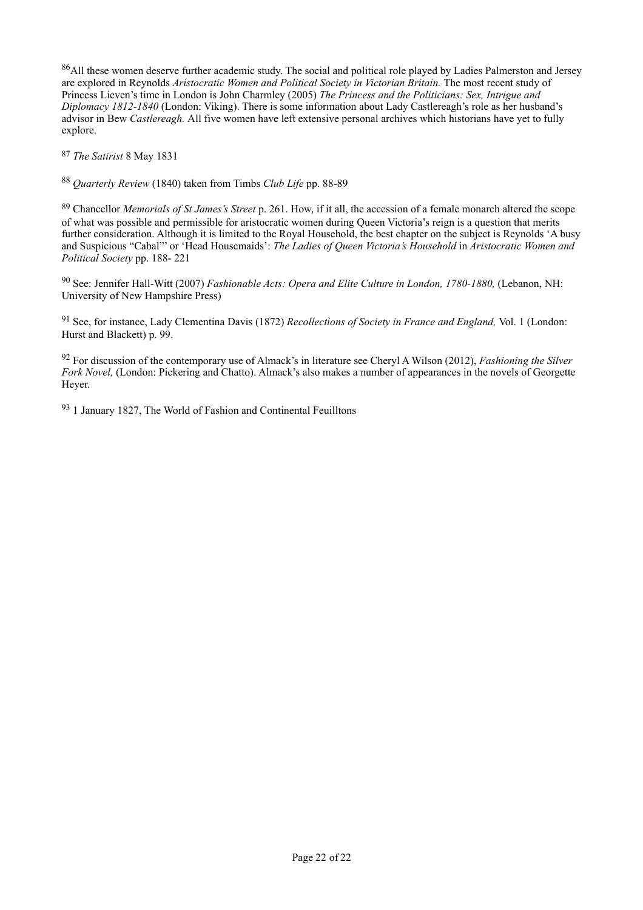[86]All these women deserve further academic study. The social and political role played by Ladies Palmerston and Jersey are explored in Reynolds *Aristocratic Women and Political Society in Victorian Britain.* The most recent study of Princess Lieven's time in London is John Charmley (2005) *The Princess and the Politicians: Sex, Intrigue and Diplomacy 1812-1840* (London: Viking). There is some information about Lady Castlereagh's role as her husband's advisor in Bew *Castlereagh.* All five women have left extensive personal archives which historians have yet to fully explore.

[87] *The Satirist* 8 May 1831

[88] *Quarterly Review* (1840) taken from Timbs *Club Life* pp. 88-89

[89] Chancellor *Memorials of St James's Street* p. 261. How, if it all, the accession of a female monarch altered the scope of what was possible and permissible for aristocratic women during Queen Victoria's reign is a question that merits further consideration. Although it is limited to the Royal Household, the best chapter on the subject is Reynolds 'A busy and Suspicious "Cabal"' or 'Head Housemaids': *The Ladies of Queen Victoria's Household* in *Aristocratic Women and Political Society* pp. 188- 221

[90] See: Jennifer Hall-Witt (2007) *Fashionable Acts: Opera and Elite Culture in London, 1780-1880,* (Lebanon, NH: University of New Hampshire Press)

[91] See, for instance, Lady Clementina Davis (1872) *Recollections of Society in France and England,* Vol. 1 (London: Hurst and Blackett) p. 99.

[92] For discussion of the contemporary use of Almack's in literature see Cheryl A Wilson (2012), *Fashioning the Silver Fork Novel,* (London: Pickering and Chatto). Almack's also makes a number of appearances in the novels of Georgette Heyer.

[93] 1 January 1827, The World of Fashion and Continental Feuilltons